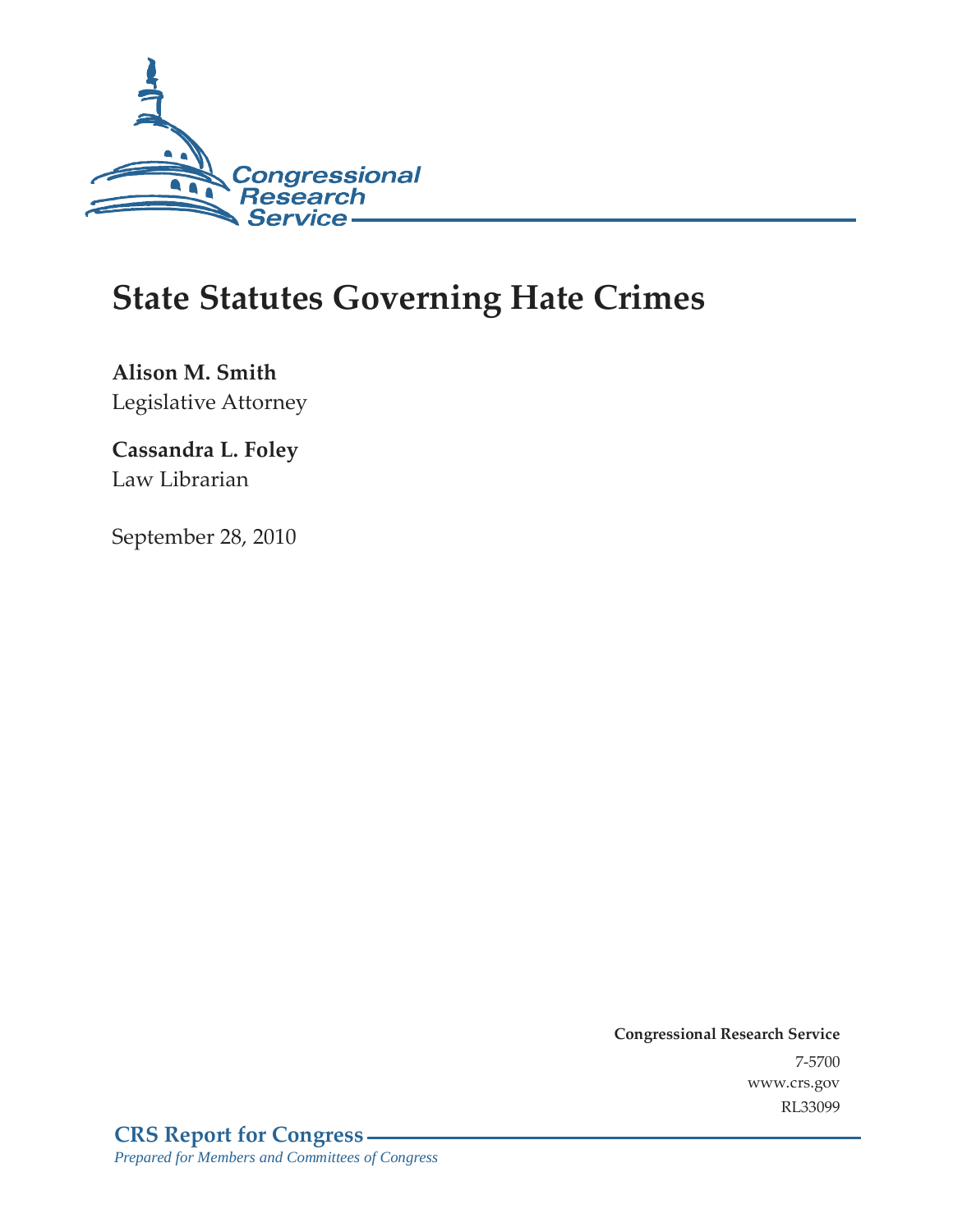Congressional Research Service

# State Statutes Governing Hate Crimes

**Alison M. Smith**
Legislative Attorney

**Cassandra L. Foley**
Law Librarian

September 28, 2010

**Congressional Research Service**
7-5700
www.crs.gov
RL33099

**CRS Report for Congress**
*Prepared for Members and Committees of Congress*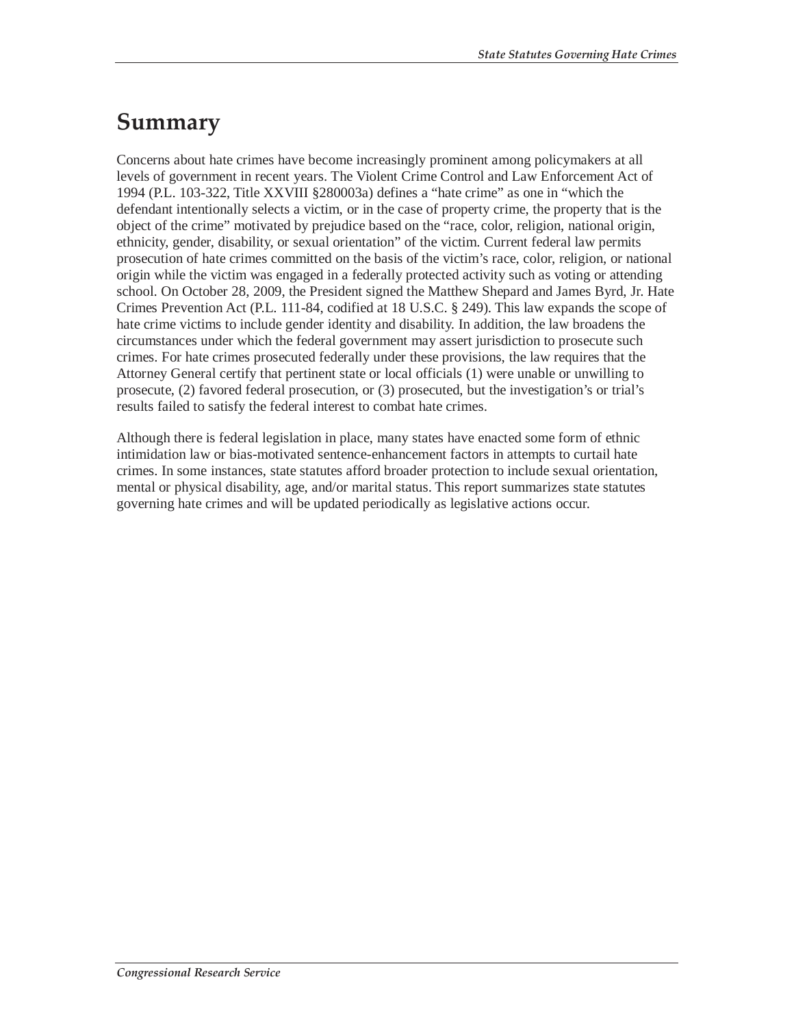# Summary

Concerns about hate crimes have become increasingly prominent among policymakers at all levels of government in recent years. The Violent Crime Control and Law Enforcement Act of 1994 (P.L. 103-322, Title XXVIII §280003a) defines a "hate crime" as one in "which the defendant intentionally selects a victim, or in the case of property crime, the property that is the object of the crime" motivated by prejudice based on the "race, color, religion, national origin, ethnicity, gender, disability, or sexual orientation" of the victim. Current federal law permits prosecution of hate crimes committed on the basis of the victim's race, color, religion, or national origin while the victim was engaged in a federally protected activity such as voting or attending school. On October 28, 2009, the President signed the Matthew Shepard and James Byrd, Jr. Hate Crimes Prevention Act (P.L. 111-84, codified at 18 U.S.C. § 249). This law expands the scope of hate crime victims to include gender identity and disability. In addition, the law broadens the circumstances under which the federal government may assert jurisdiction to prosecute such crimes. For hate crimes prosecuted federally under these provisions, the law requires that the Attorney General certify that pertinent state or local officials (1) were unable or unwilling to prosecute, (2) favored federal prosecution, or (3) prosecuted, but the investigation's or trial's results failed to satisfy the federal interest to combat hate crimes.

Although there is federal legislation in place, many states have enacted some form of ethnic intimidation law or bias-motivated sentence-enhancement factors in attempts to curtail hate crimes. In some instances, state statutes afford broader protection to include sexual orientation, mental or physical disability, age, and/or marital status. This report summarizes state statutes governing hate crimes and will be updated periodically as legislative actions occur.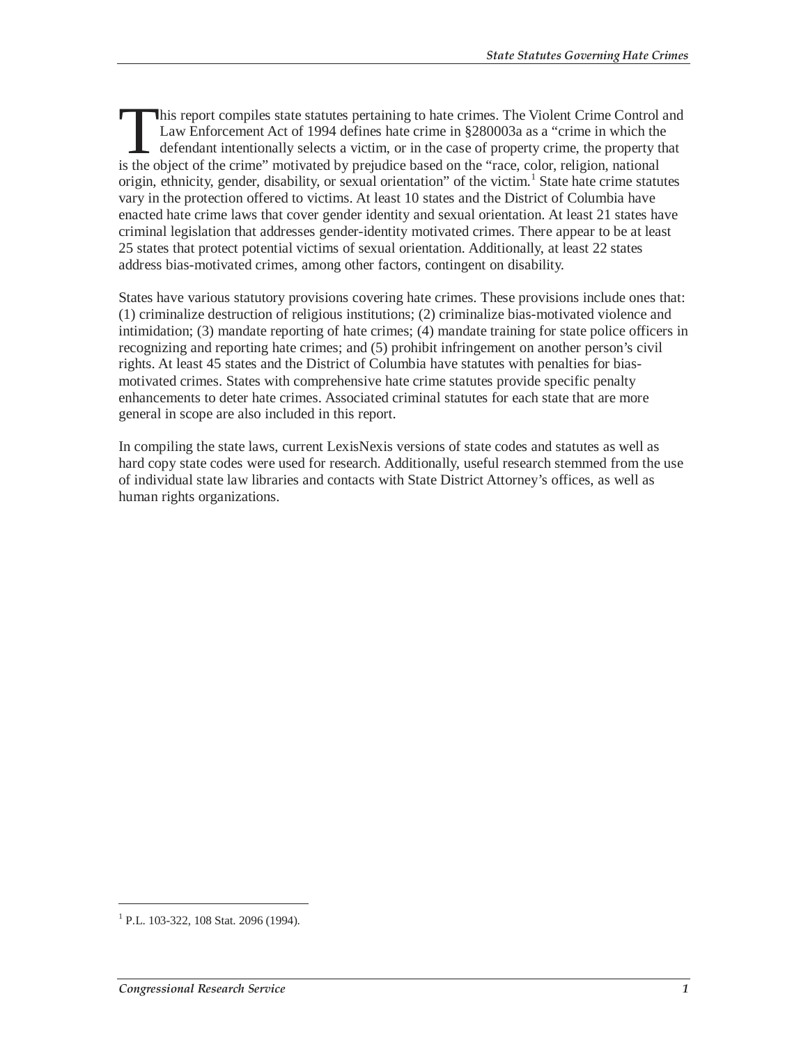This report compiles state statutes pertaining to hate crimes. The Violent Crime Control and Law Enforcement Act of 1994 defines hate crime in §280003a as a "crime in which the defendant intentionally selects a victim, or in the case of property crime, the property that is the object of the crime" motivated by prejudice based on the "race, color, religion, national origin, ethnicity, gender, disability, or sexual orientation" of the victim.[1] State hate crime statutes vary in the protection offered to victims. At least 10 states and the District of Columbia have enacted hate crime laws that cover gender identity and sexual orientation. At least 21 states have criminal legislation that addresses gender-identity motivated crimes. There appear to be at least 25 states that protect potential victims of sexual orientation. Additionally, at least 22 states address bias-motivated crimes, among other factors, contingent on disability.

States have various statutory provisions covering hate crimes. These provisions include ones that: (1) criminalize destruction of religious institutions; (2) criminalize bias-motivated violence and intimidation; (3) mandate reporting of hate crimes; (4) mandate training for state police officers in recognizing and reporting hate crimes; and (5) prohibit infringement on another person's civil rights. At least 45 states and the District of Columbia have statutes with penalties for bias-motivated crimes. States with comprehensive hate crime statutes provide specific penalty enhancements to deter hate crimes. Associated criminal statutes for each state that are more general in scope are also included in this report.

In compiling the state laws, current LexisNexis versions of state codes and statutes as well as hard copy state codes were used for research. Additionally, useful research stemmed from the use of individual state law libraries and contacts with State District Attorney's offices, as well as human rights organizations.

---

[1] P.L. 103-322, 108 Stat. 2096 (1994).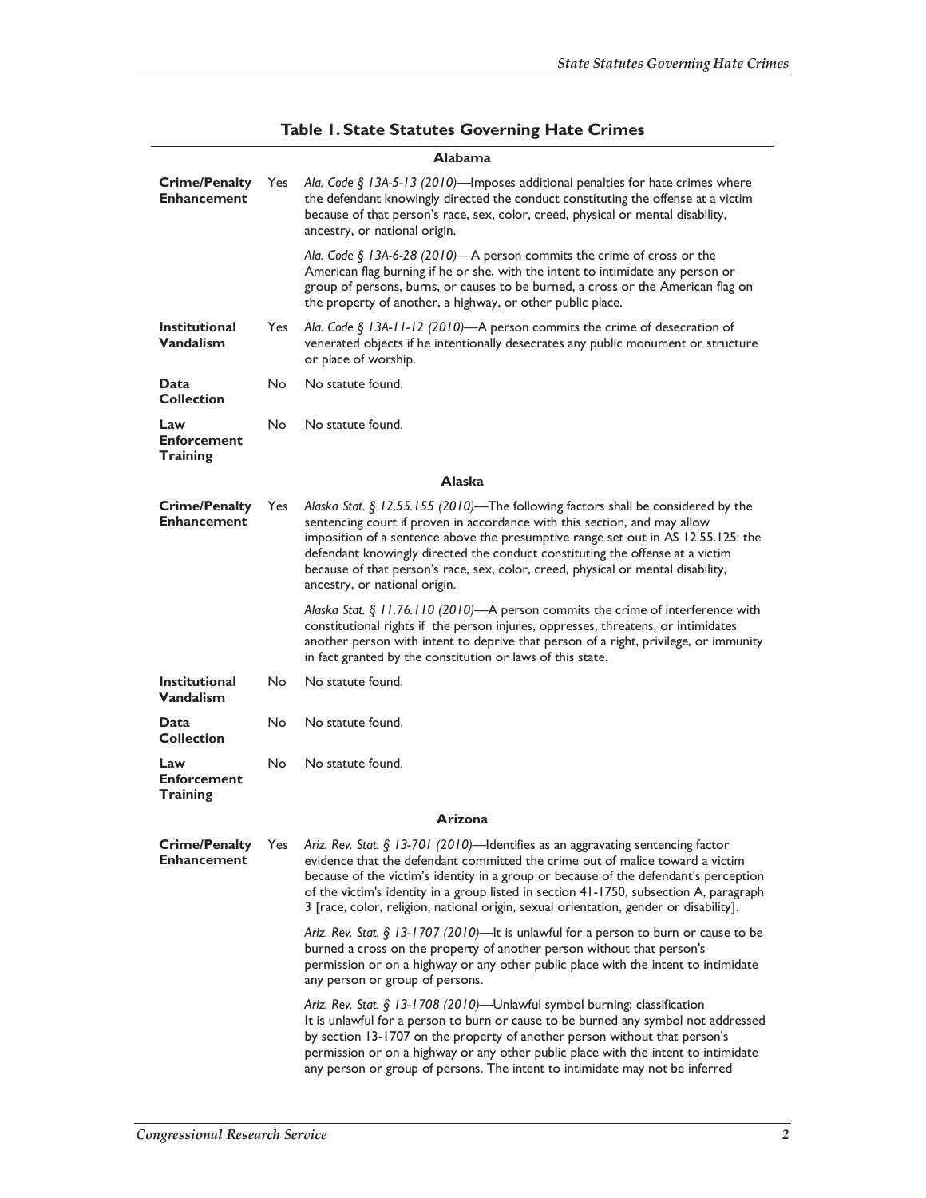**Table 1. State Statutes Governing Hate Crimes**

| | | |
|---|---|---|
| | | **Alabama** |
| **Crime/Penalty Enhancement** | Yes | *Ala. Code § 13A-5-13 (2010)*—Imposes additional penalties for hate crimes where the defendant knowingly directed the conduct constituting the offense at a victim because of that person's race, sex, color, creed, physical or mental disability, ancestry, or national origin.<br><br>*Ala. Code § 13A-6-28 (2010)*—A person commits the crime of cross or the American flag burning if he or she, with the intent to intimidate any person or group of persons, burns, or causes to be burned, a cross or the American flag on the property of another, a highway, or other public place. |
| **Institutional Vandalism** | Yes | *Ala. Code § 13A-11-12 (2010)*—A person commits the crime of desecration of venerated objects if he intentionally desecrates any public monument or structure or place of worship. |
| **Data Collection** | No | No statute found. |
| **Law Enforcement Training** | No | No statute found. |
| | | **Alaska** |
| **Crime/Penalty Enhancement** | Yes | *Alaska Stat. § 12.55.155 (2010)*—The following factors shall be considered by the sentencing court if proven in accordance with this section, and may allow imposition of a sentence above the presumptive range set out in AS 12.55.125: the defendant knowingly directed the conduct constituting the offense at a victim because of that person's race, sex, color, creed, physical or mental disability, ancestry, or national origin.<br><br>*Alaska Stat. § 11.76.110 (2010)*—A person commits the crime of interference with constitutional rights if the person injures, oppresses, threatens, or intimidates another person with intent to deprive that person of a right, privilege, or immunity in fact granted by the constitution or laws of this state. |
| **Institutional Vandalism** | No | No statute found. |
| **Data Collection** | No | No statute found. |
| **Law Enforcement Training** | No | No statute found. |
| | | **Arizona** |
| **Crime/Penalty Enhancement** | Yes | *Ariz. Rev. Stat. § 13-701 (2010)*—Identifies as an aggravating sentencing factor evidence that the defendant committed the crime out of malice toward a victim because of the victim's identity in a group or because of the defendant's perception of the victim's identity in a group listed in section 41-1750, subsection A, paragraph 3 [race, color, religion, national origin, sexual orientation, gender or disability].<br><br>*Ariz. Rev. Stat. § 13-1707 (2010)*—It is unlawful for a person to burn or cause to be burned a cross on the property of another person without that person's permission or on a highway or any other public place with the intent to intimidate any person or group of persons.<br><br>*Ariz. Rev. Stat. § 13-1708 (2010)*—Unlawful symbol burning; classification It is unlawful for a person to burn or cause to be burned any symbol not addressed by section 13-1707 on the property of another person without that person's permission or on a highway or any other public place with the intent to intimidate any person or group of persons. The intent to intimidate may not be inferred |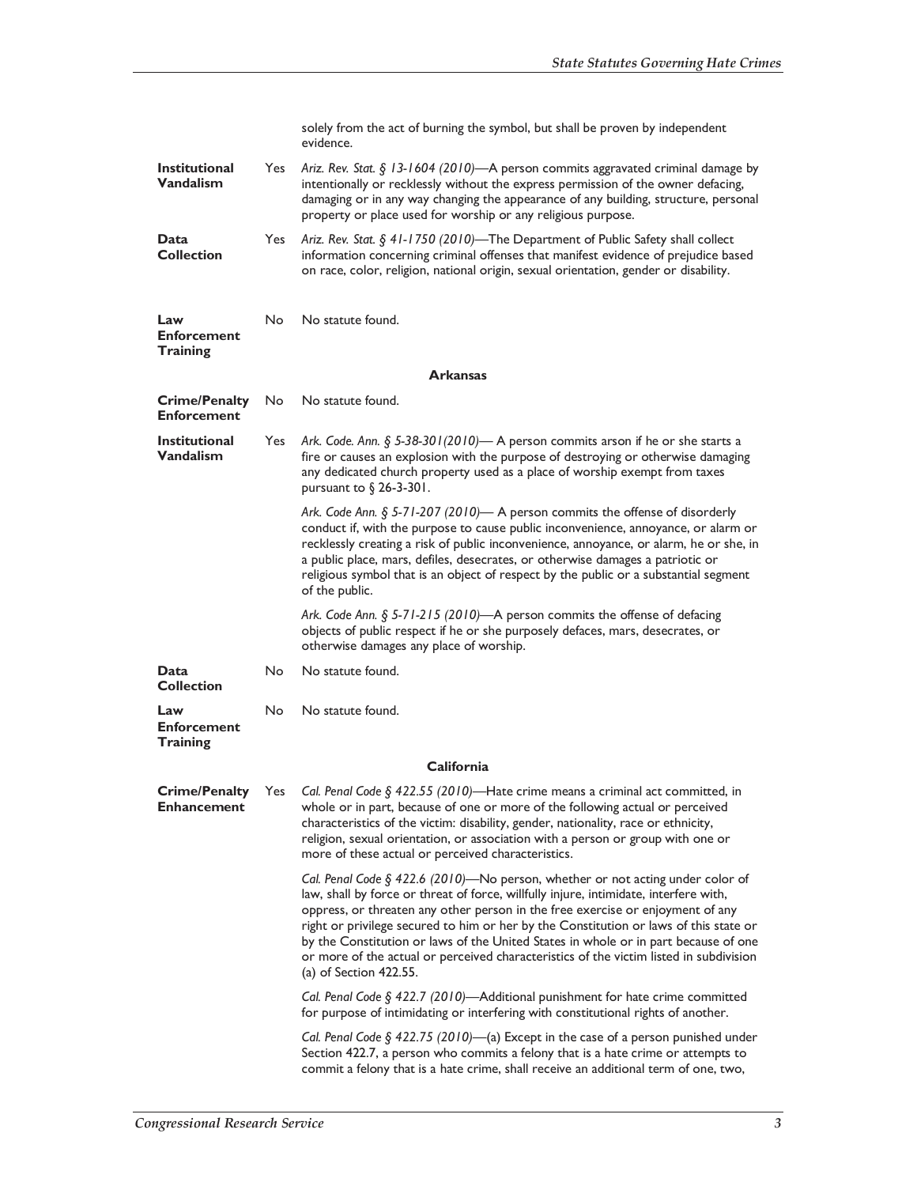| | | |
|---|---|---|
| | | solely from the act of burning the symbol, but shall be proven by independent evidence. |
| **Institutional Vandalism** | Yes | *Ariz. Rev. Stat. § 13-1604 (2010)*—A person commits aggravated criminal damage by intentionally or recklessly without the express permission of the owner defacing, damaging or in any way changing the appearance of any building, structure, personal property or place used for worship or any religious purpose. |
| **Data Collection** | Yes | *Ariz. Rev. Stat. § 41-1750 (2010)*—The Department of Public Safety shall collect information concerning criminal offenses that manifest evidence of prejudice based on race, color, religion, national origin, sexual orientation, gender or disability. |
| **Law Enforcement Training** | No | No statute found. |

**Arkansas**

| | | |
|---|---|---|
| **Crime/Penalty Enforcement** | No | No statute found. |
| **Institutional Vandalism** | Yes | *Ark. Code. Ann. § 5-38-301(2010)*— A person commits arson if he or she starts a fire or causes an explosion with the purpose of destroying or otherwise damaging any dedicated church property used as a place of worship exempt from taxes pursuant to § 26-3-301. |
| | | *Ark. Code Ann. § 5-71-207 (2010)*— A person commits the offense of disorderly conduct if, with the purpose to cause public inconvenience, annoyance, or alarm or recklessly creating a risk of public inconvenience, annoyance, or alarm, he or she, in a public place, mars, defiles, desecrates, or otherwise damages a patriotic or religious symbol that is an object of respect by the public or a substantial segment of the public. |
| | | *Ark. Code Ann. § 5-71-215 (2010)*—A person commits the offense of defacing objects of public respect if he or she purposely defaces, mars, desecrates, or otherwise damages any place of worship. |
| **Data Collection** | No | No statute found. |
| **Law Enforcement Training** | No | No statute found. |

**California**

| | | |
|---|---|---|
| **Crime/Penalty Enhancement** | Yes | *Cal. Penal Code § 422.55 (2010)*—Hate crime means a criminal act committed, in whole or in part, because of one or more of the following actual or perceived characteristics of the victim: disability, gender, nationality, race or ethnicity, religion, sexual orientation, or association with a person or group with one or more of these actual or perceived characteristics. |
| | | *Cal. Penal Code § 422.6 (2010)*—No person, whether or not acting under color of law, shall by force or threat of force, willfully injure, intimidate, interfere with, oppress, or threaten any other person in the free exercise or enjoyment of any right or privilege secured to him or her by the Constitution or laws of this state or by the Constitution or laws of the United States in whole or in part because of one or more of the actual or perceived characteristics of the victim listed in subdivision (a) of Section 422.55. |
| | | *Cal. Penal Code § 422.7 (2010)*—Additional punishment for hate crime committed for purpose of intimidating or interfering with constitutional rights of another. |
| | | *Cal. Penal Code § 422.75 (2010)*—(a) Except in the case of a person punished under Section 422.7, a person who commits a felony that is a hate crime or attempts to commit a felony that is a hate crime, shall receive an additional term of one, two, |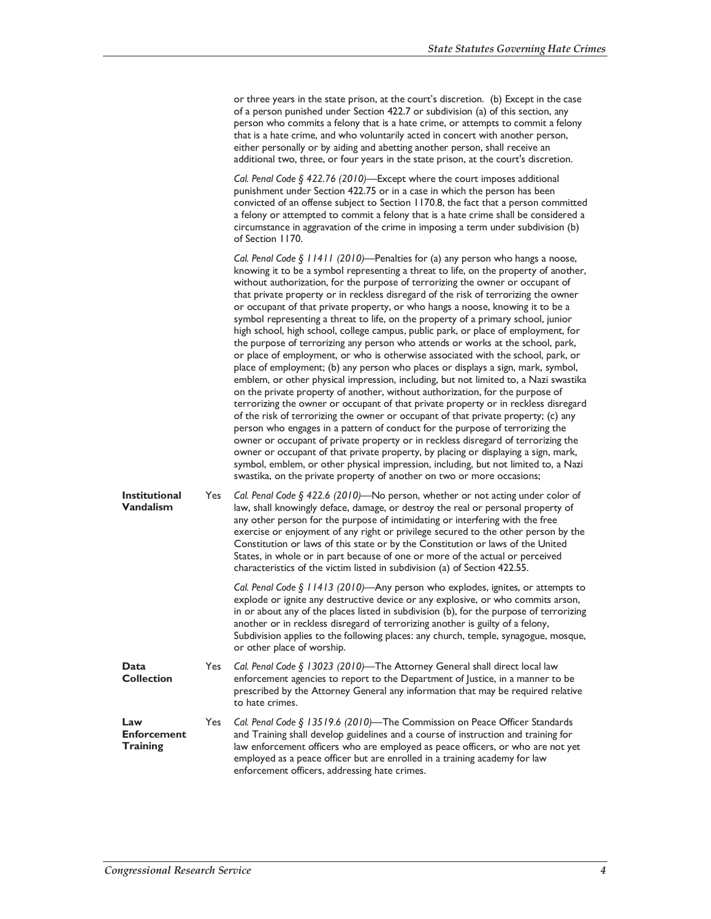| | | |
|---|---|---|
| | | or three years in the state prison, at the court's discretion. (b) Except in the case of a person punished under Section 422.7 or subdivision (a) of this section, any person who commits a felony that is a hate crime, or attempts to commit a felony that is a hate crime, and who voluntarily acted in concert with another person, either personally or by aiding and abetting another person, shall receive an additional two, three, or four years in the state prison, at the court's discretion. <br><br> *Cal. Penal Code § 422.76 (2010)*—Except where the court imposes additional punishment under Section 422.75 or in a case in which the person has been convicted of an offense subject to Section 1170.8, the fact that a person committed a felony or attempted to commit a felony that is a hate crime shall be considered a circumstance in aggravation of the crime in imposing a term under subdivision (b) of Section 1170. <br><br> *Cal. Penal Code § 11411 (2010)*—Penalties for (a) any person who hangs a noose, knowing it to be a symbol representing a threat to life, on the property of another, without authorization, for the purpose of terrorizing the owner or occupant of that private property or in reckless disregard of the risk of terrorizing the owner or occupant of that private property, or who hangs a noose, knowing it to be a symbol representing a threat to life, on the property of a primary school, junior high school, high school, college campus, public park, or place of employment, for the purpose of terrorizing any person who attends or works at the school, park, or place of employment, or who is otherwise associated with the school, park, or place of employment; (b) any person who places or displays a sign, mark, symbol, emblem, or other physical impression, including, but not limited to, a Nazi swastika on the private property of another, without authorization, for the purpose of terrorizing the owner or occupant of that private property or in reckless disregard of the risk of terrorizing the owner or occupant of that private property; (c) any person who engages in a pattern of conduct for the purpose of terrorizing the owner or occupant of private property or in reckless disregard of terrorizing the owner or occupant of that private property, by placing or displaying a sign, mark, symbol, emblem, or other physical impression, including, but not limited to, a Nazi swastika, on the private property of another on two or more occasions; |
| **Institutional Vandalism** | Yes | *Cal. Penal Code § 422.6 (2010)*—No person, whether or not acting under color of law, shall knowingly deface, damage, or destroy the real or personal property of any other person for the purpose of intimidating or interfering with the free exercise or enjoyment of any right or privilege secured to the other person by the Constitution or laws of this state or by the Constitution or laws of the United States, in whole or in part because of one or more of the actual or perceived characteristics of the victim listed in subdivision (a) of Section 422.55. <br><br> *Cal. Penal Code § 11413 (2010)*—Any person who explodes, ignites, or attempts to explode or ignite any destructive device or any explosive, or who commits arson, in or about any of the places listed in subdivision (b), for the purpose of terrorizing another or in reckless disregard of terrorizing another is guilty of a felony, Subdivision applies to the following places: any church, temple, synagogue, mosque, or other place of worship. |
| **Data Collection** | Yes | *Cal. Penal Code § 13023 (2010)*—The Attorney General shall direct local law enforcement agencies to report to the Department of Justice, in a manner to be prescribed by the Attorney General any information that may be required relative to hate crimes. |
| **Law Enforcement Training** | Yes | *Cal. Penal Code § 13519.6 (2010)*—The Commission on Peace Officer Standards and Training shall develop guidelines and a course of instruction and training for law enforcement officers who are employed as peace officers, or who are not yet employed as a peace officer but are enrolled in a training academy for law enforcement officers, addressing hate crimes. |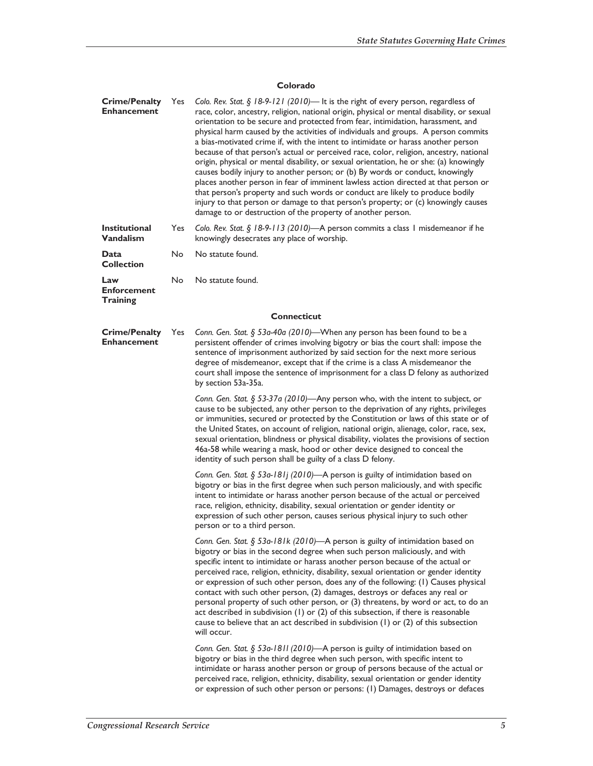### Colorado

| | | |
|---|---|---|
| **Crime/Penalty Enhancement** | Yes | *Colo. Rev. Stat. § 18-9-121 (2010)*— It is the right of every person, regardless of race, color, ancestry, religion, national origin, physical or mental disability, or sexual orientation to be secure and protected from fear, intimidation, harassment, and physical harm caused by the activities of individuals and groups. A person commits a bias-motivated crime if, with the intent to intimidate or harass another person because of that person's actual or perceived race, color, religion, ancestry, national origin, physical or mental disability, or sexual orientation, he or she: (a) knowingly causes bodily injury to another person; or (b) By words or conduct, knowingly places another person in fear of imminent lawless action directed at that person or that person's property and such words or conduct are likely to produce bodily injury to that person or damage to that person's property; or (c) knowingly causes damage to or destruction of the property of another person. |
| **Institutional Vandalism** | Yes | *Colo. Rev. Stat. § 18-9-113 (2010)*—A person commits a class 1 misdemeanor if he knowingly desecrates any place of worship. |
| **Data Collection** | No | No statute found. |
| **Law Enforcement Training** | No | No statute found. |

### Connecticut

| | | |
|---|---|---|
| **Crime/Penalty Enhancement** | Yes | *Conn. Gen. Stat. § 53a-40a (2010)*—When any person has been found to be a persistent offender of crimes involving bigotry or bias the court shall: impose the sentence of imprisonment authorized by said section for the next more serious degree of misdemeanor, except that if the crime is a class A misdemeanor the court shall impose the sentence of imprisonment for a class D felony as authorized by section 53a-35a.<br><br>*Conn. Gen. Stat. § 53-37a (2010)*—Any person who, with the intent to subject, or cause to be subjected, any other person to the deprivation of any rights, privileges or immunities, secured or protected by the Constitution or laws of this state or of the United States, on account of religion, national origin, alienage, color, race, sex, sexual orientation, blindness or physical disability, violates the provisions of section 46a-58 while wearing a mask, hood or other device designed to conceal the identity of such person shall be guilty of a class D felony.<br><br>*Conn. Gen. Stat. § 53a-181j (2010)*—A person is guilty of intimidation based on bigotry or bias in the first degree when such person maliciously, and with specific intent to intimidate or harass another person because of the actual or perceived race, religion, ethnicity, disability, sexual orientation or gender identity or expression of such other person, causes serious physical injury to such other person or to a third person.<br><br>*Conn. Gen. Stat. § 53a-181k (2010)*—A person is guilty of intimidation based on bigotry or bias in the second degree when such person maliciously, and with specific intent to intimidate or harass another person because of the actual or perceived race, religion, ethnicity, disability, sexual orientation or gender identity or expression of such other person, does any of the following: (1) Causes physical contact with such other person, (2) damages, destroys or defaces any real or personal property of such other person, or (3) threatens, by word or act, to do an act described in subdivision (1) or (2) of this subsection, if there is reasonable cause to believe that an act described in subdivision (1) or (2) of this subsection will occur.<br><br>*Conn. Gen. Stat. § 53a-181l (2010)*—A person is guilty of intimidation based on bigotry or bias in the third degree when such person, with specific intent to intimidate or harass another person or group of persons because of the actual or perceived race, religion, ethnicity, disability, sexual orientation or gender identity or expression of such other person or persons: (1) Damages, destroys or defaces |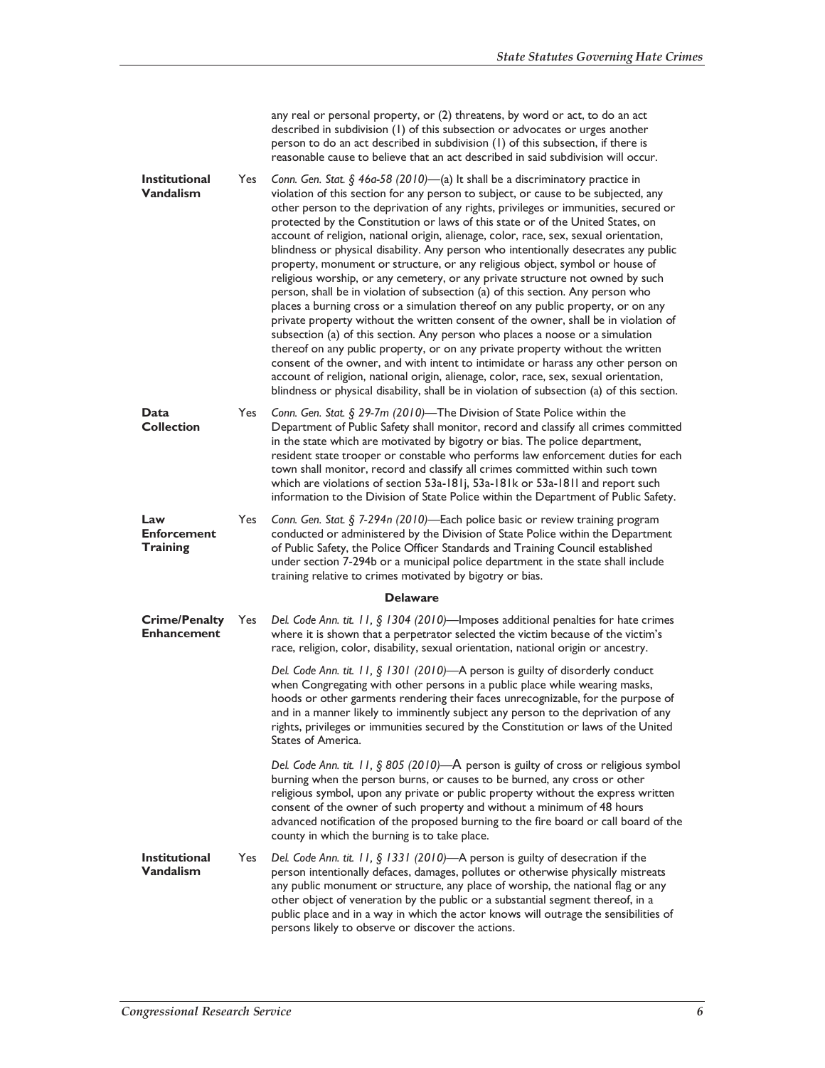| | | |
|---|---|---|
| | | any real or personal property, or (2) threatens, by word or act, to do an act described in subdivision (1) of this subsection or advocates or urges another person to do an act described in subdivision (1) of this subsection, if there is reasonable cause to believe that an act described in said subdivision will occur. |
| **Institutional Vandalism** | Yes | *Conn. Gen. Stat. § 46a-58 (2010)*—(a) It shall be a discriminatory practice in violation of this section for any person to subject, or cause to be subjected, any other person to the deprivation of any rights, privileges or immunities, secured or protected by the Constitution or laws of this state or of the United States, on account of religion, national origin, alienage, color, race, sex, sexual orientation, blindness or physical disability. Any person who intentionally desecrates any public property, monument or structure, or any religious object, symbol or house of religious worship, or any cemetery, or any private structure not owned by such person, shall be in violation of subsection (a) of this section. Any person who places a burning cross or a simulation thereof on any public property, or on any private property without the written consent of the owner, shall be in violation of subsection (a) of this section. Any person who places a noose or a simulation thereof on any public property, or on any private property without the written consent of the owner, and with intent to intimidate or harass any other person on account of religion, national origin, alienage, color, race, sex, sexual orientation, blindness or physical disability, shall be in violation of subsection (a) of this section. |
| **Data Collection** | Yes | *Conn. Gen. Stat. § 29-7m (2010)*—The Division of State Police within the Department of Public Safety shall monitor, record and classify all crimes committed in the state which are motivated by bigotry or bias. The police department, resident state trooper or constable who performs law enforcement duties for each town shall monitor, record and classify all crimes committed within such town which are violations of section 53a-181j, 53a-181k or 53a-181l and report such information to the Division of State Police within the Department of Public Safety. |
| **Law Enforcement Training** | Yes | *Conn. Gen. Stat. § 7-294n (2010)*—Each police basic or review training program conducted or administered by the Division of State Police within the Department of Public Safety, the Police Officer Standards and Training Council established under section 7-294b or a municipal police department in the state shall include training relative to crimes motivated by bigotry or bias. |
| | | **Delaware** |
| **Crime/Penalty Enhancement** | Yes | *Del. Code Ann. tit. 11, § 1304 (2010)*—Imposes additional penalties for hate crimes where it is shown that a perpetrator selected the victim because of the victim's race, religion, color, disability, sexual orientation, national origin or ancestry. |
| | | *Del. Code Ann. tit. 11, § 1301 (2010)*—A person is guilty of disorderly conduct when Congregating with other persons in a public place while wearing masks, hoods or other garments rendering their faces unrecognizable, for the purpose of and in a manner likely to imminently subject any person to the deprivation of any rights, privileges or immunities secured by the Constitution or laws of the United States of America. |
| | | *Del. Code Ann. tit. 11, § 805 (2010)*—A person is guilty of cross or religious symbol burning when the person burns, or causes to be burned, any cross or other religious symbol, upon any private or public property without the express written consent of the owner of such property and without a minimum of 48 hours advanced notification of the proposed burning to the fire board or call board of the county in which the burning is to take place. |
| **Institutional Vandalism** | Yes | *Del. Code Ann. tit. 11, § 1331 (2010)*—A person is guilty of desecration if the person intentionally defaces, damages, pollutes or otherwise physically mistreats any public monument or structure, any place of worship, the national flag or any other object of veneration by the public or a substantial segment thereof, in a public place and in a way in which the actor knows will outrage the sensibilities of persons likely to observe or discover the actions. |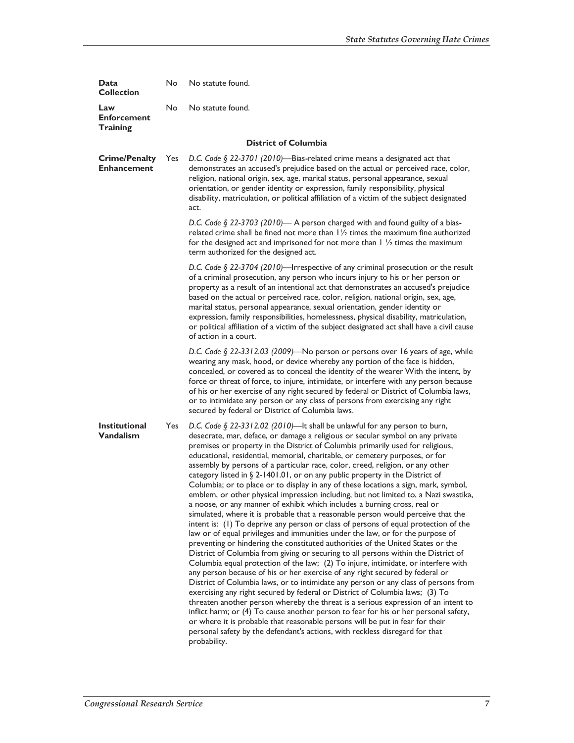| | | |
|---|---|---|
| **Data Collection** | No | No statute found. |
| **Law Enforcement Training** | No | No statute found. |

**District of Columbia**

| | | |
|---|---|---|
| **Crime/Penalty Enhancement** | Yes | *D.C. Code § 22-3701 (2010)*—Bias-related crime means a designated act that demonstrates an accused's prejudice based on the actual or perceived race, color, religion, national origin, sex, age, marital status, personal appearance, sexual orientation, or gender identity or expression, family responsibility, physical disability, matriculation, or political affiliation of a victim of the subject designated act. |
| | | *D.C. Code § 22-3703 (2010)*— A person charged with and found guilty of a bias-related crime shall be fined not more than 1½ times the maximum fine authorized for the designed act and imprisoned for not more than 1 ½ times the maximum term authorized for the designed act. |
| | | *D.C. Code § 22-3704 (2010)*—Irrespective of any criminal prosecution or the result of a criminal prosecution, any person who incurs injury to his or her person or property as a result of an intentional act that demonstrates an accused's prejudice based on the actual or perceived race, color, religion, national origin, sex, age, marital status, personal appearance, sexual orientation, gender identity or expression, family responsibilities, homelessness, physical disability, matriculation, or political affiliation of a victim of the subject designated act shall have a civil cause of action in a court. |
| | | *D.C. Code § 22-3312.03 (2009)*—No person or persons over 16 years of age, while wearing any mask, hood, or device whereby any portion of the face is hidden, concealed, or covered as to conceal the identity of the wearer With the intent, by force or threat of force, to injure, intimidate, or interfere with any person because of his or her exercise of any right secured by federal or District of Columbia laws, or to intimidate any person or any class of persons from exercising any right secured by federal or District of Columbia laws. |
| **Institutional Vandalism** | Yes | *D.C. Code § 22-3312.02 (2010)*—It shall be unlawful for any person to burn, desecrate, mar, deface, or damage a religious or secular symbol on any private premises or property in the District of Columbia primarily used for religious, educational, residential, memorial, charitable, or cemetery purposes, or for assembly by persons of a particular race, color, creed, religion, or any other category listed in § 2-1401.01, or on any public property in the District of Columbia; or to place or to display in any of these locations a sign, mark, symbol, emblem, or other physical impression including, but not limited to, a Nazi swastika, a noose, or any manner of exhibit which includes a burning cross, real or simulated, where it is probable that a reasonable person would perceive that the intent is: (1) To deprive any person or class of persons of equal protection of the law or of equal privileges and immunities under the law, or for the purpose of preventing or hindering the constituted authorities of the United States or the District of Columbia from giving or securing to all persons within the District of Columbia equal protection of the law; (2) To injure, intimidate, or interfere with any person because of his or her exercise of any right secured by federal or District of Columbia laws, or to intimidate any person or any class of persons from exercising any right secured by federal or District of Columbia laws; (3) To threaten another person whereby the threat is a serious expression of an intent to inflict harm; or (4) To cause another person to fear for his or her personal safety, or where it is probable that reasonable persons will be put in fear for their personal safety by the defendant's actions, with reckless disregard for that probability. |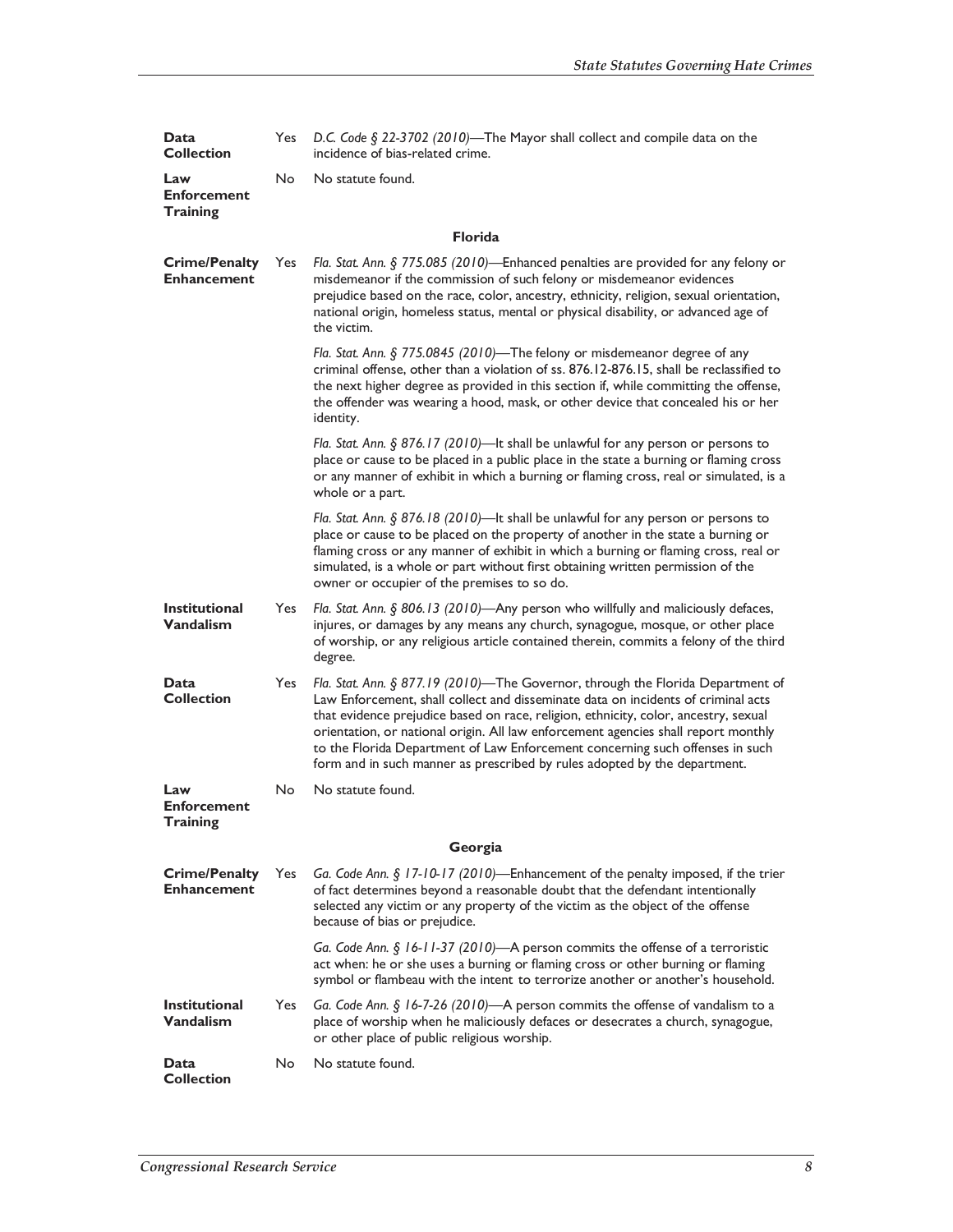| | | |
|---|---|---|
| **Data Collection** | Yes | *D.C. Code § 22-3702 (2010)*—The Mayor shall collect and compile data on the incidence of bias-related crime. |
| **Law Enforcement Training** | No | No statute found. |
| | | **Florida** |
| **Crime/Penalty Enhancement** | Yes | *Fla. Stat. Ann. § 775.085 (2010)*—Enhanced penalties are provided for any felony or misdemeanor if the commission of such felony or misdemeanor evidences prejudice based on the race, color, ancestry, ethnicity, religion, sexual orientation, national origin, homeless status, mental or physical disability, or advanced age of the victim. |
| | | *Fla. Stat. Ann. § 775.0845 (2010)*—The felony or misdemeanor degree of any criminal offense, other than a violation of ss. 876.12-876.15, shall be reclassified to the next higher degree as provided in this section if, while committing the offense, the offender was wearing a hood, mask, or other device that concealed his or her identity. |
| | | *Fla. Stat. Ann. § 876.17 (2010)*—It shall be unlawful for any person or persons to place or cause to be placed in a public place in the state a burning or flaming cross or any manner of exhibit in which a burning or flaming cross, real or simulated, is a whole or a part. |
| | | *Fla. Stat. Ann. § 876.18 (2010)*—It shall be unlawful for any person or persons to place or cause to be placed on the property of another in the state a burning or flaming cross or any manner of exhibit in which a burning or flaming cross, real or simulated, is a whole or part without first obtaining written permission of the owner or occupier of the premises to so do. |
| **Institutional Vandalism** | Yes | *Fla. Stat. Ann. § 806.13 (2010)*—Any person who willfully and maliciously defaces, injures, or damages by any means any church, synagogue, mosque, or other place of worship, or any religious article contained therein, commits a felony of the third degree. |
| **Data Collection** | Yes | *Fla. Stat. Ann. § 877.19 (2010)*—The Governor, through the Florida Department of Law Enforcement, shall collect and disseminate data on incidents of criminal acts that evidence prejudice based on race, religion, ethnicity, color, ancestry, sexual orientation, or national origin. All law enforcement agencies shall report monthly to the Florida Department of Law Enforcement concerning such offenses in such form and in such manner as prescribed by rules adopted by the department. |
| **Law Enforcement Training** | No | No statute found. |
| | | **Georgia** |
| **Crime/Penalty Enhancement** | Yes | *Ga. Code Ann. § 17-10-17 (2010)*—Enhancement of the penalty imposed, if the trier of fact determines beyond a reasonable doubt that the defendant intentionally selected any victim or any property of the victim as the object of the offense because of bias or prejudice. |
| | | *Ga. Code Ann. § 16-11-37 (2010)*—A person commits the offense of a terroristic act when: he or she uses a burning or flaming cross or other burning or flaming symbol or flambeau with the intent to terrorize another or another's household. |
| **Institutional Vandalism** | Yes | *Ga. Code Ann. § 16-7-26 (2010)*—A person commits the offense of vandalism to a place of worship when he maliciously defaces or desecrates a church, synagogue, or other place of public religious worship. |
| **Data Collection** | No | No statute found. |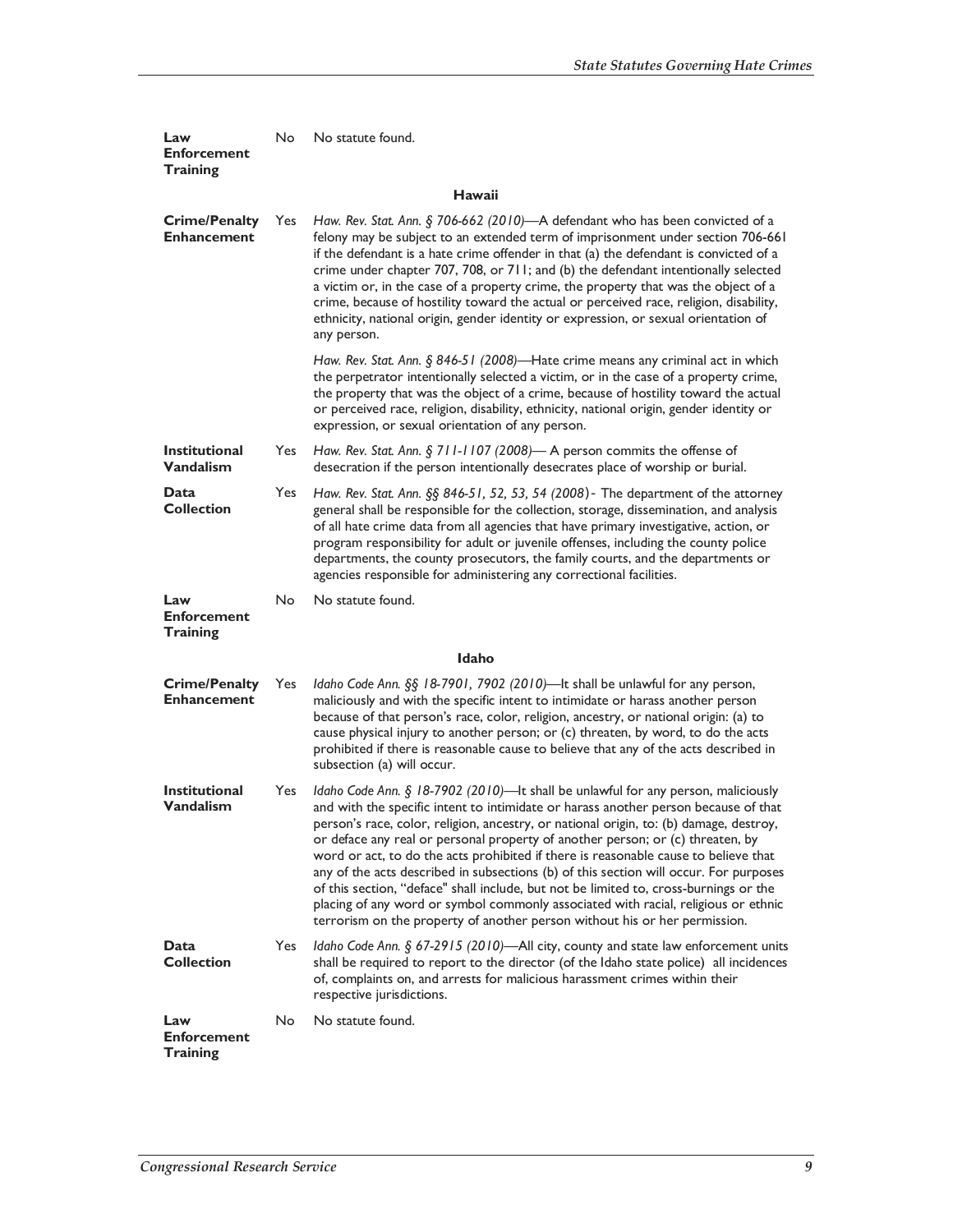| | | |
|---|---|---|
| **Law Enforcement Training** | No | No statute found. |

### Hawaii

| | | |
|---|---|---|
| **Crime/Penalty Enhancement** | Yes | *Haw. Rev. Stat. Ann. § 706-662 (2010)*—A defendant who has been convicted of a felony may be subject to an extended term of imprisonment under section 706-661 if the defendant is a hate crime offender in that (a) the defendant is convicted of a crime under chapter 707, 708, or 711; and (b) the defendant intentionally selected a victim or, in the case of a property crime, the property that was the object of a crime, because of hostility toward the actual or perceived race, religion, disability, ethnicity, national origin, gender identity or expression, or sexual orientation of any person.<br><br>*Haw. Rev. Stat. Ann. § 846-51 (2008)*—Hate crime means any criminal act in which the perpetrator intentionally selected a victim, or in the case of a property crime, the property that was the object of a crime, because of hostility toward the actual or perceived race, religion, disability, ethnicity, national origin, gender identity or expression, or sexual orientation of any person. |
| **Institutional Vandalism** | Yes | *Haw. Rev. Stat. Ann. § 711-1107 (2008)*— A person commits the offense of desecration if the person intentionally desecrates place of worship or burial. |
| **Data Collection** | Yes | *Haw. Rev. Stat. Ann. §§ 846-51, 52, 53, 54 (2008)*- The department of the attorney general shall be responsible for the collection, storage, dissemination, and analysis of all hate crime data from all agencies that have primary investigative, action, or program responsibility for adult or juvenile offenses, including the county police departments, the county prosecutors, the family courts, and the departments or agencies responsible for administering any correctional facilities. |
| **Law Enforcement Training** | No | No statute found. |

### Idaho

| | | |
|---|---|---|
| **Crime/Penalty Enhancement** | Yes | *Idaho Code Ann. §§ 18-7901, 7902 (2010)*—It shall be unlawful for any person, maliciously and with the specific intent to intimidate or harass another person because of that person's race, color, religion, ancestry, or national origin: (a) to cause physical injury to another person; or (c) threaten, by word, to do the acts prohibited if there is reasonable cause to believe that any of the acts described in subsection (a) will occur. |
| **Institutional Vandalism** | Yes | *Idaho Code Ann. § 18-7902 (2010)*—It shall be unlawful for any person, maliciously and with the specific intent to intimidate or harass another person because of that person's race, color, religion, ancestry, or national origin, to: (b) damage, destroy, or deface any real or personal property of another person; or (c) threaten, by word or act, to do the acts prohibited if there is reasonable cause to believe that any of the acts described in subsections (b) of this section will occur. For purposes of this section, "deface" shall include, but not be limited to, cross-burnings or the placing of any word or symbol commonly associated with racial, religious or ethnic terrorism on the property of another person without his or her permission. |
| **Data Collection** | Yes | *Idaho Code Ann. § 67-2915 (2010)*—All city, county and state law enforcement units shall be required to report to the director (of the Idaho state police) all incidences of, complaints on, and arrests for malicious harassment crimes within their respective jurisdictions. |
| **Law Enforcement Training** | No | No statute found. |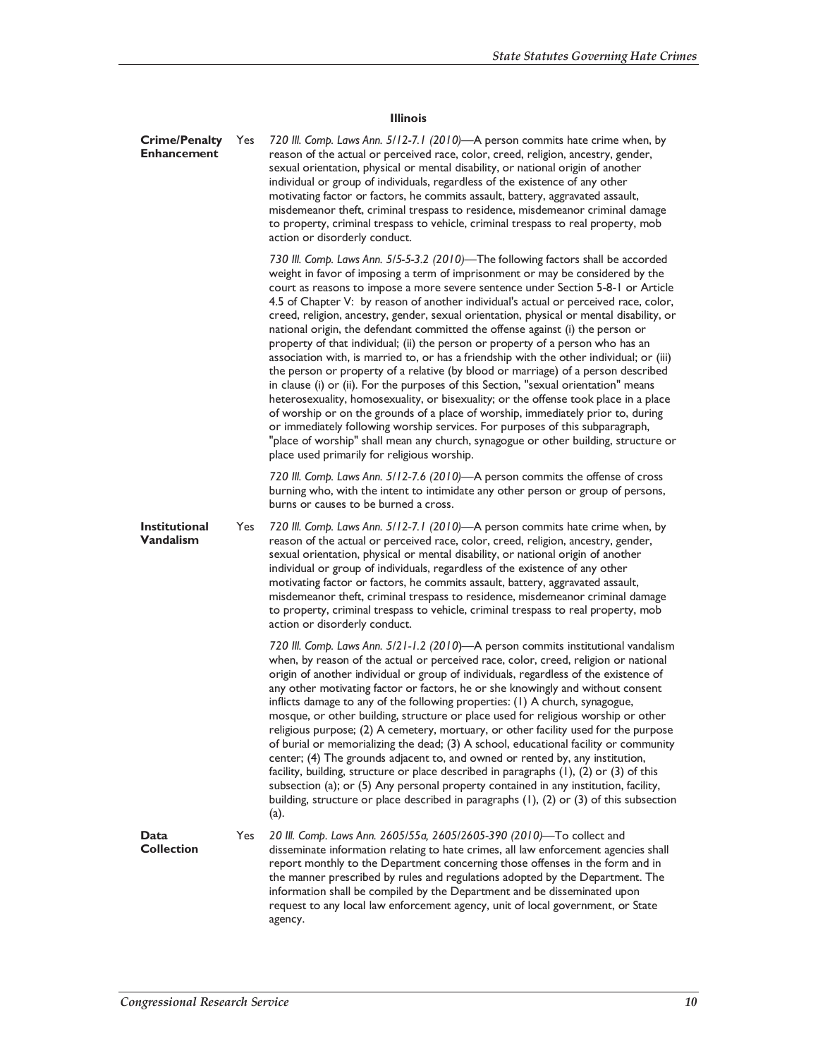### Illinois

| | | |
|---|---|---|
| **Crime/Penalty Enhancement** | Yes | *720 Ill. Comp. Laws Ann. 5/12-7.1 (2010)*—A person commits hate crime when, by reason of the actual or perceived race, color, creed, religion, ancestry, gender, sexual orientation, physical or mental disability, or national origin of another individual or group of individuals, regardless of the existence of any other motivating factor or factors, he commits assault, battery, aggravated assault, misdemeanor theft, criminal trespass to residence, misdemeanor criminal damage to property, criminal trespass to vehicle, criminal trespass to real property, mob action or disorderly conduct.<br><br>*730 Ill. Comp. Laws Ann. 5/5-5-3.2 (2010)*—The following factors shall be accorded weight in favor of imposing a term of imprisonment or may be considered by the court as reasons to impose a more severe sentence under Section 5-8-1 or Article 4.5 of Chapter V: by reason of another individual's actual or perceived race, color, creed, religion, ancestry, gender, sexual orientation, physical or mental disability, or national origin, the defendant committed the offense against (i) the person or property of that individual; (ii) the person or property of a person who has an association with, is married to, or has a friendship with the other individual; or (iii) the person or property of a relative (by blood or marriage) of a person described in clause (i) or (ii). For the purposes of this Section, "sexual orientation" means heterosexuality, homosexuality, or bisexuality; or the offense took place in a place of worship or on the grounds of a place of worship, immediately prior to, during or immediately following worship services. For purposes of this subparagraph, "place of worship" shall mean any church, synagogue or other building, structure or place used primarily for religious worship.<br><br>*720 Ill. Comp. Laws Ann. 5/12-7.6 (2010)*—A person commits the offense of cross burning who, with the intent to intimidate any other person or group of persons, burns or causes to be burned a cross. |
| **Institutional Vandalism** | Yes | *720 Ill. Comp. Laws Ann. 5/12-7.1 (2010)*—A person commits hate crime when, by reason of the actual or perceived race, color, creed, religion, ancestry, gender, sexual orientation, physical or mental disability, or national origin of another individual or group of individuals, regardless of the existence of any other motivating factor or factors, he commits assault, battery, aggravated assault, misdemeanor theft, criminal trespass to residence, misdemeanor criminal damage to property, criminal trespass to vehicle, criminal trespass to real property, mob action or disorderly conduct.<br><br>*720 Ill. Comp. Laws Ann. 5/21-1.2 (2010)*—A person commits institutional vandalism when, by reason of the actual or perceived race, color, creed, religion or national origin of another individual or group of individuals, regardless of the existence of any other motivating factor or factors, he or she knowingly and without consent inflicts damage to any of the following properties: (1) A church, synagogue, mosque, or other building, structure or place used for religious worship or other religious purpose; (2) A cemetery, mortuary, or other facility used for the purpose of burial or memorializing the dead; (3) A school, educational facility or community center; (4) The grounds adjacent to, and owned or rented by, any institution, facility, building, structure or place described in paragraphs (1), (2) or (3) of this subsection (a); or (5) Any personal property contained in any institution, facility, building, structure or place described in paragraphs (1), (2) or (3) of this subsection (a). |
| **Data Collection** | Yes | *20 Ill. Comp. Laws Ann. 2605/55a, 2605/2605-390 (2010)*—To collect and disseminate information relating to hate crimes, all law enforcement agencies shall report monthly to the Department concerning those offenses in the form and in the manner prescribed by rules and regulations adopted by the Department. The information shall be compiled by the Department and be disseminated upon request to any local law enforcement agency, unit of local government, or State agency. |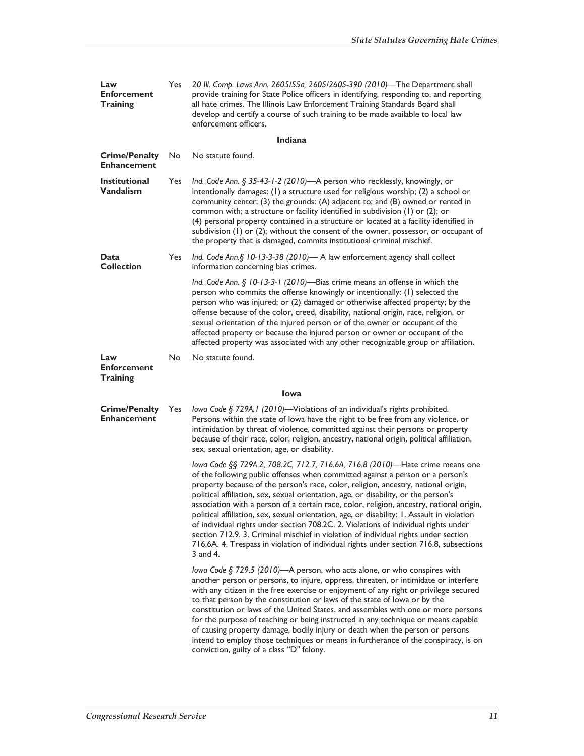| | | |
|---|---|---|
| **Law Enforcement Training** | Yes | *20 Ill. Comp. Laws Ann. 2605/55a, 2605/2605-390 (2010)*—The Department shall provide training for State Police officers in identifying, responding to, and reporting all hate crimes. The Illinois Law Enforcement Training Standards Board shall develop and certify a course of such training to be made available to local law enforcement officers. |
| | | **Indiana** |
| **Crime/Penalty Enhancement** | No | No statute found. |
| **Institutional Vandalism** | Yes | *Ind. Code Ann. § 35-43-1-2 (2010)*—A person who recklessly, knowingly, or intentionally damages: (1) a structure used for religious worship; (2) a school or community center; (3) the grounds: (A) adjacent to; and (B) owned or rented in common with; a structure or facility identified in subdivision (1) or (2); or (4) personal property contained in a structure or located at a facility identified in subdivision (1) or (2); without the consent of the owner, possessor, or occupant of the property that is damaged, commits institutional criminal mischief. |
| **Data Collection** | Yes | *Ind. Code Ann.§ 10-13-3-38 (2010)*— A law enforcement agency shall collect information concerning bias crimes.<br><br>*Ind. Code Ann. § 10-13-3-1 (2010)*—Bias crime means an offense in which the person who commits the offense knowingly or intentionally: (1) selected the person who was injured; or (2) damaged or otherwise affected property; by the offense because of the color, creed, disability, national origin, race, religion, or sexual orientation of the injured person or of the owner or occupant of the affected property or because the injured person or owner or occupant of the affected property was associated with any other recognizable group or affiliation. |
| **Law Enforcement Training** | No | No statute found. |
| | | **Iowa** |
| **Crime/Penalty Enhancement** | Yes | *Iowa Code § 729A.1 (2010)*—Violations of an individual's rights prohibited. Persons within the state of Iowa have the right to be free from any violence, or intimidation by threat of violence, committed against their persons or property because of their race, color, religion, ancestry, national origin, political affiliation, sex, sexual orientation, age, or disability.<br><br>*Iowa Code §§ 729A.2, 708.2C, 712.7, 716.6A, 716.8 (2010)*—Hate crime means one of the following public offenses when committed against a person or a person's property because of the person's race, color, religion, ancestry, national origin, political affiliation, sex, sexual orientation, age, or disability, or the person's association with a person of a certain race, color, religion, ancestry, national origin, political affiliation, sex, sexual orientation, age, or disability: 1. Assault in violation of individual rights under section 708.2C. 2. Violations of individual rights under section 712.9. 3. Criminal mischief in violation of individual rights under section 716.6A. 4. Trespass in violation of individual rights under section 716.8, subsections 3 and 4.<br><br>*Iowa Code § 729.5 (2010)*—A person, who acts alone, or who conspires with another person or persons, to injure, oppress, threaten, or intimidate or interfere with any citizen in the free exercise or enjoyment of any right or privilege secured to that person by the constitution or laws of the state of Iowa or by the constitution or laws of the United States, and assembles with one or more persons for the purpose of teaching or being instructed in any technique or means capable of causing property damage, bodily injury or death when the person or persons intend to employ those techniques or means in furtherance of the conspiracy, is on conviction, guilty of a class "D" felony. |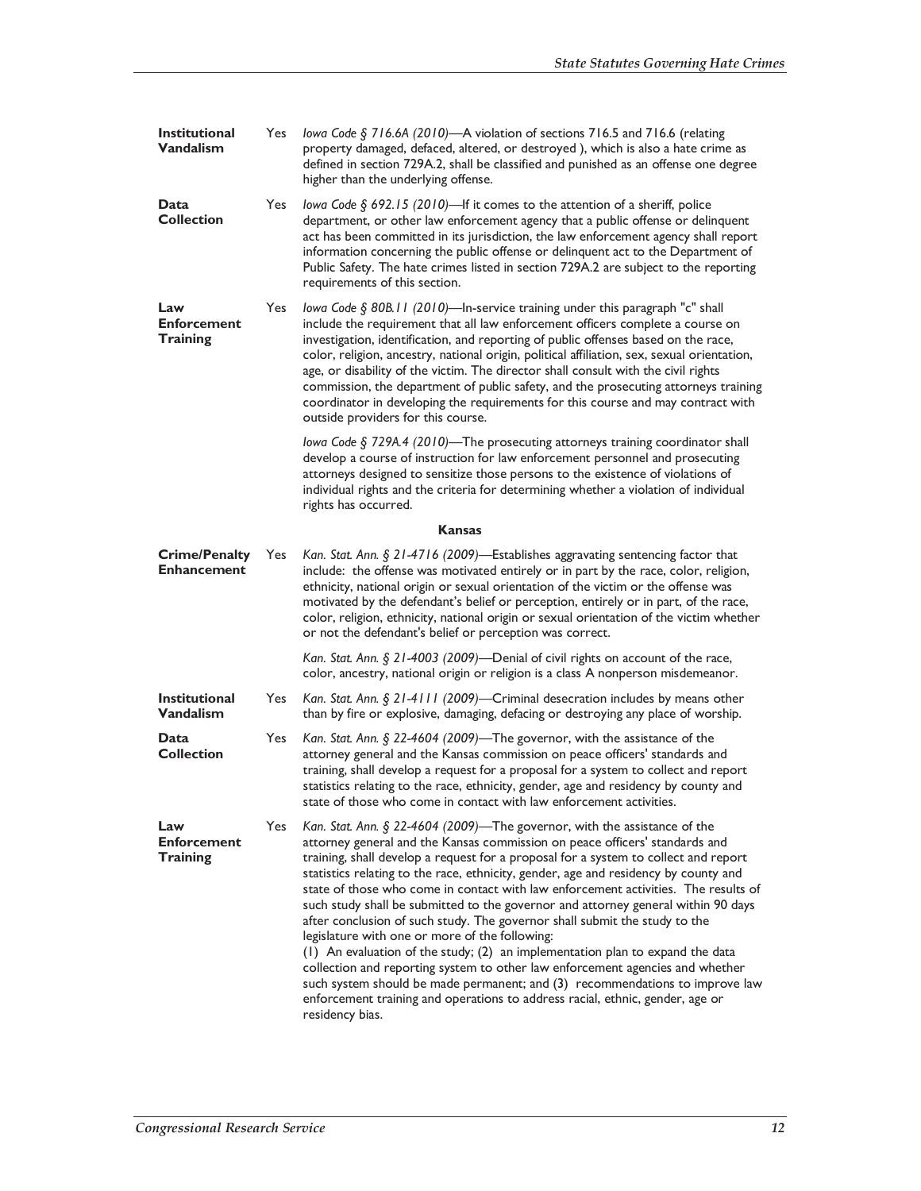| | | |
|---|---|---|
| **Institutional Vandalism** | Yes | *Iowa Code § 716.6A (2010)*—A violation of sections 716.5 and 716.6 (relating property damaged, defaced, altered, or destroyed ), which is also a hate crime as defined in section 729A.2, shall be classified and punished as an offense one degree higher than the underlying offense. |
| **Data Collection** | Yes | *Iowa Code § 692.15 (2010)*—If it comes to the attention of a sheriff, police department, or other law enforcement agency that a public offense or delinquent act has been committed in its jurisdiction, the law enforcement agency shall report information concerning the public offense or delinquent act to the Department of Public Safety. The hate crimes listed in section 729A.2 are subject to the reporting requirements of this section. |
| **Law Enforcement Training** | Yes | *Iowa Code § 80B.11 (2010)*—In-service training under this paragraph "c" shall include the requirement that all law enforcement officers complete a course on investigation, identification, and reporting of public offenses based on the race, color, religion, ancestry, national origin, political affiliation, sex, sexual orientation, age, or disability of the victim. The director shall consult with the civil rights commission, the department of public safety, and the prosecuting attorneys training coordinator in developing the requirements for this course and may contract with outside providers for this course. |
| | | *Iowa Code § 729A.4 (2010)*—The prosecuting attorneys training coordinator shall develop a course of instruction for law enforcement personnel and prosecuting attorneys designed to sensitize those persons to the existence of violations of individual rights and the criteria for determining whether a violation of individual rights has occurred. |
| | | **Kansas** |
| **Crime/Penalty Enhancement** | Yes | *Kan. Stat. Ann. § 21-4716 (2009)*—Establishes aggravating sentencing factor that include: the offense was motivated entirely or in part by the race, color, religion, ethnicity, national origin or sexual orientation of the victim or the offense was motivated by the defendant's belief or perception, entirely or in part, of the race, color, religion, ethnicity, national origin or sexual orientation of the victim whether or not the defendant's belief or perception was correct. |
| | | *Kan. Stat. Ann. § 21-4003 (2009)*—Denial of civil rights on account of the race, color, ancestry, national origin or religion is a class A nonperson misdemeanor. |
| **Institutional Vandalism** | Yes | *Kan. Stat. Ann. § 21-4111 (2009)*—Criminal desecration includes by means other than by fire or explosive, damaging, defacing or destroying any place of worship. |
| **Data Collection** | Yes | *Kan. Stat. Ann. § 22-4604 (2009)*—The governor, with the assistance of the attorney general and the Kansas commission on peace officers' standards and training, shall develop a request for a proposal for a system to collect and report statistics relating to the race, ethnicity, gender, age and residency by county and state of those who come in contact with law enforcement activities. |
| **Law Enforcement Training** | Yes | *Kan. Stat. Ann. § 22-4604 (2009)*—The governor, with the assistance of the attorney general and the Kansas commission on peace officers' standards and training, shall develop a request for a proposal for a system to collect and report statistics relating to the race, ethnicity, gender, age and residency by county and state of those who come in contact with law enforcement activities. The results of such study shall be submitted to the governor and attorney general within 90 days after conclusion of such study. The governor shall submit the study to the legislature with one or more of the following: (1) An evaluation of the study; (2) an implementation plan to expand the data collection and reporting system to other law enforcement agencies and whether such system should be made permanent; and (3) recommendations to improve law enforcement training and operations to address racial, ethnic, gender, age or residency bias. |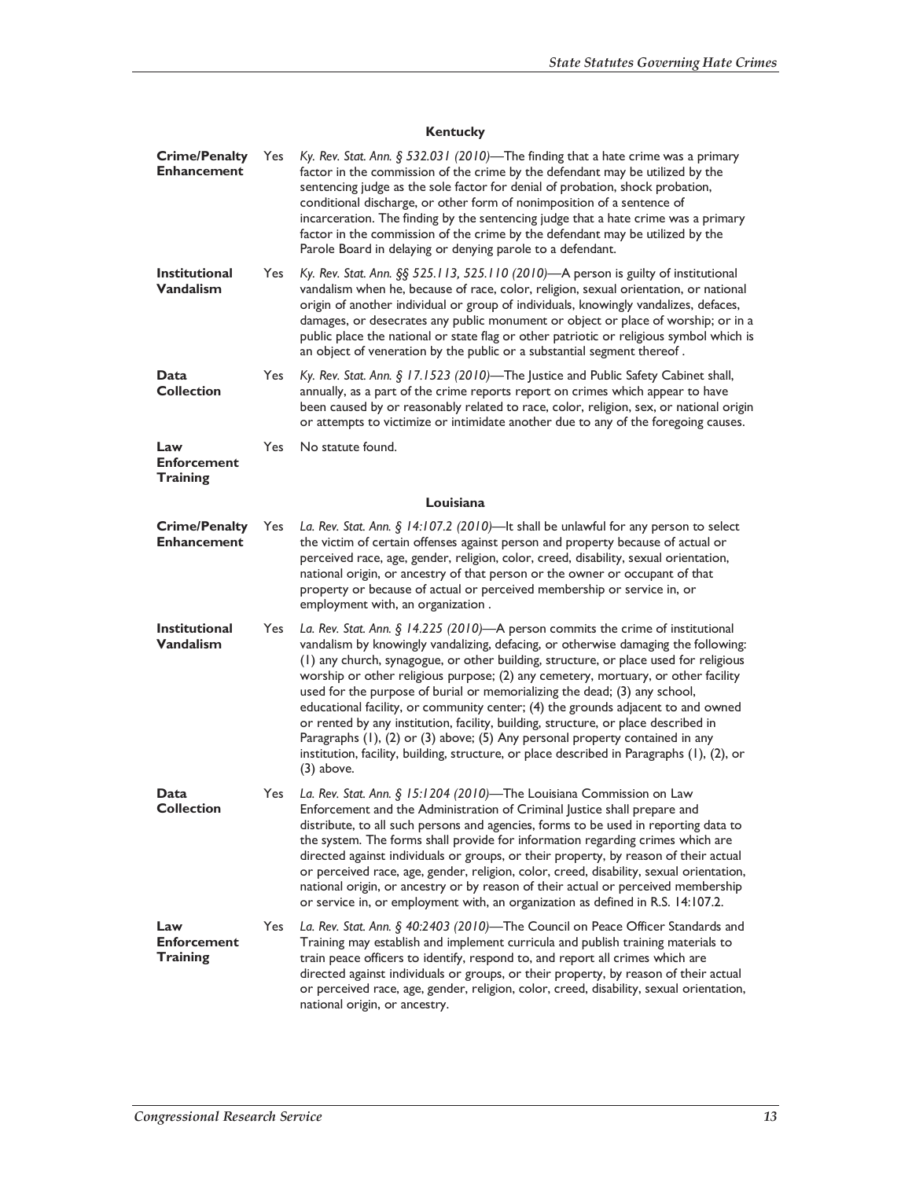### Kentucky

| | | |
|---|---|---|
| **Crime/Penalty Enhancement** | Yes | *Ky. Rev. Stat. Ann. § 532.031 (2010)*—The finding that a hate crime was a primary factor in the commission of the crime by the defendant may be utilized by the sentencing judge as the sole factor for denial of probation, shock probation, conditional discharge, or other form of nonimposition of a sentence of incarceration. The finding by the sentencing judge that a hate crime was a primary factor in the commission of the crime by the defendant may be utilized by the Parole Board in delaying or denying parole to a defendant. |
| **Institutional Vandalism** | Yes | *Ky. Rev. Stat. Ann. §§ 525.113, 525.110 (2010)*—A person is guilty of institutional vandalism when he, because of race, color, religion, sexual orientation, or national origin of another individual or group of individuals, knowingly vandalizes, defaces, damages, or desecrates any public monument or object or place of worship; or in a public place the national or state flag or other patriotic or religious symbol which is an object of veneration by the public or a substantial segment thereof . |
| **Data Collection** | Yes | *Ky. Rev. Stat. Ann. § 17.1523 (2010)*—The Justice and Public Safety Cabinet shall, annually, as a part of the crime reports report on crimes which appear to have been caused by or reasonably related to race, color, religion, sex, or national origin or attempts to victimize or intimidate another due to any of the foregoing causes. |
| **Law Enforcement Training** | Yes | No statute found. |

### Louisiana

| | | |
|---|---|---|
| **Crime/Penalty Enhancement** | Yes | *La. Rev. Stat. Ann. § 14:107.2 (2010)*—It shall be unlawful for any person to select the victim of certain offenses against person and property because of actual or perceived race, age, gender, religion, color, creed, disability, sexual orientation, national origin, or ancestry of that person or the owner or occupant of that property or because of actual or perceived membership or service in, or employment with, an organization . |
| **Institutional Vandalism** | Yes | *La. Rev. Stat. Ann. § 14.225 (2010)*—A person commits the crime of institutional vandalism by knowingly vandalizing, defacing, or otherwise damaging the following: (1) any church, synagogue, or other building, structure, or place used for religious worship or other religious purpose; (2) any cemetery, mortuary, or other facility used for the purpose of burial or memorializing the dead; (3) any school, educational facility, or community center; (4) the grounds adjacent to and owned or rented by any institution, facility, building, structure, or place described in Paragraphs (1), (2) or (3) above; (5) Any personal property contained in any institution, facility, building, structure, or place described in Paragraphs (1), (2), or (3) above. |
| **Data Collection** | Yes | *La. Rev. Stat. Ann. § 15:1204 (2010)*—The Louisiana Commission on Law Enforcement and the Administration of Criminal Justice shall prepare and distribute, to all such persons and agencies, forms to be used in reporting data to the system. The forms shall provide for information regarding crimes which are directed against individuals or groups, or their property, by reason of their actual or perceived race, age, gender, religion, color, creed, disability, sexual orientation, national origin, or ancestry or by reason of their actual or perceived membership or service in, or employment with, an organization as defined in R.S. 14:107.2. |
| **Law Enforcement Training** | Yes | *La. Rev. Stat. Ann. § 40:2403 (2010)*—The Council on Peace Officer Standards and Training may establish and implement curricula and publish training materials to train peace officers to identify, respond to, and report all crimes which are directed against individuals or groups, or their property, by reason of their actual or perceived race, age, gender, religion, color, creed, disability, sexual orientation, national origin, or ancestry. |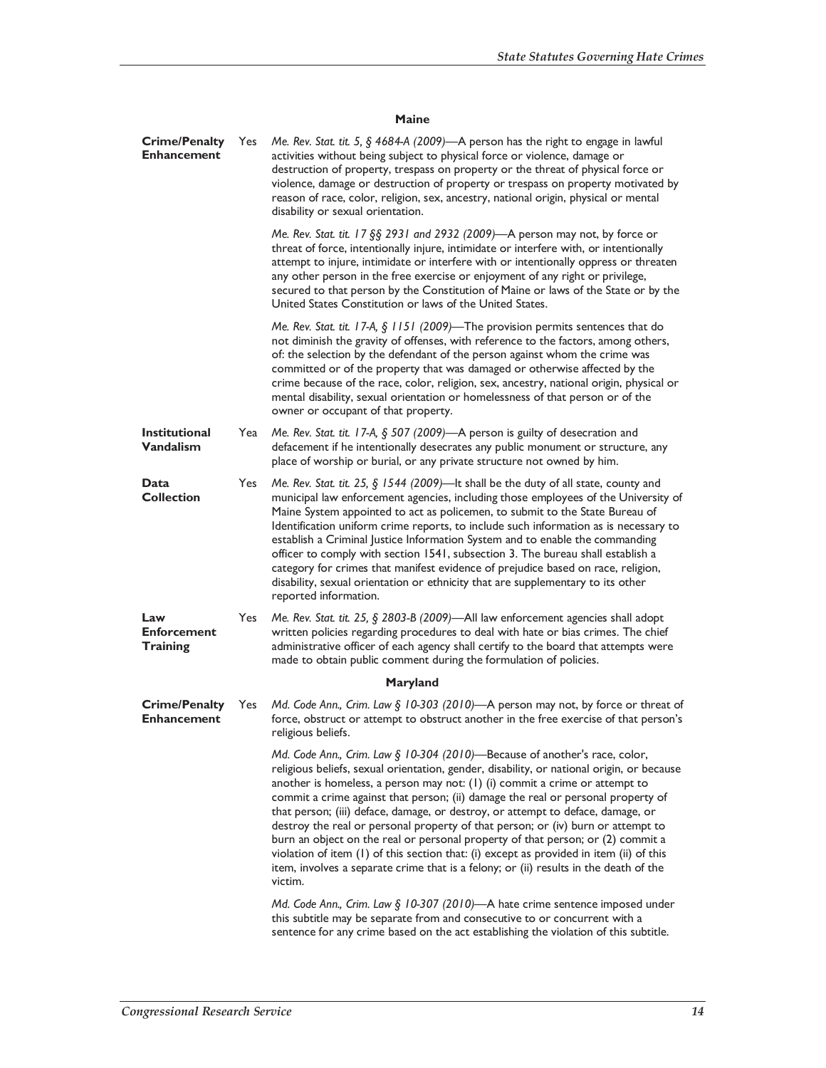**Maine**

| | | |
|---|---|---|
| **Crime/Penalty Enhancement** | Yes | *Me. Rev. Stat. tit. 5, § 4684-A (2009)*—A person has the right to engage in lawful activities without being subject to physical force or violence, damage or destruction of property, trespass on property or the threat of physical force or violence, damage or destruction of property or trespass on property motivated by reason of race, color, religion, sex, ancestry, national origin, physical or mental disability or sexual orientation. |
| | | *Me. Rev. Stat. tit. 17 §§ 2931 and 2932 (2009)*—A person may not, by force or threat of force, intentionally injure, intimidate or interfere with, or intentionally attempt to injure, intimidate or interfere with or intentionally oppress or threaten any other person in the free exercise or enjoyment of any right or privilege, secured to that person by the Constitution of Maine or laws of the State or by the United States Constitution or laws of the United States. |
| | | *Me. Rev. Stat. tit. 17-A, § 1151 (2009)*—The provision permits sentences that do not diminish the gravity of offenses, with reference to the factors, among others, of: the selection by the defendant of the person against whom the crime was committed or of the property that was damaged or otherwise affected by the crime because of the race, color, religion, sex, ancestry, national origin, physical or mental disability, sexual orientation or homelessness of that person or of the owner or occupant of that property. |
| **Institutional Vandalism** | Yea | *Me. Rev. Stat. tit. 17-A, § 507 (2009)*—A person is guilty of desecration and defacement if he intentionally desecrates any public monument or structure, any place of worship or burial, or any private structure not owned by him. |
| **Data Collection** | Yes | *Me. Rev. Stat. tit. 25, § 1544 (2009)*—It shall be the duty of all state, county and municipal law enforcement agencies, including those employees of the University of Maine System appointed to act as policemen, to submit to the State Bureau of Identification uniform crime reports, to include such information as is necessary to establish a Criminal Justice Information System and to enable the commanding officer to comply with section 1541, subsection 3. The bureau shall establish a category for crimes that manifest evidence of prejudice based on race, religion, disability, sexual orientation or ethnicity that are supplementary to its other reported information. |
| **Law Enforcement Training** | Yes | *Me. Rev. Stat. tit. 25, § 2803-B (2009)*—All law enforcement agencies shall adopt written policies regarding procedures to deal with hate or bias crimes. The chief administrative officer of each agency shall certify to the board that attempts were made to obtain public comment during the formulation of policies. |

**Maryland**

| | | |
|---|---|---|
| **Crime/Penalty Enhancement** | Yes | *Md. Code Ann., Crim. Law § 10-303 (2010)*—A person may not, by force or threat of force, obstruct or attempt to obstruct another in the free exercise of that person's religious beliefs. |
| | | *Md. Code Ann., Crim. Law § 10-304 (2010)*—Because of another's race, color, religious beliefs, sexual orientation, gender, disability, or national origin, or because another is homeless, a person may not: (1) (i) commit a crime or attempt to commit a crime against that person; (ii) damage the real or personal property of that person; (iii) deface, damage, or destroy, or attempt to deface, damage, or destroy the real or personal property of that person; or (iv) burn or attempt to burn an object on the real or personal property of that person; or (2) commit a violation of item (1) of this section that: (i) except as provided in item (ii) of this item, involves a separate crime that is a felony; or (ii) results in the death of the victim. |
| | | *Md. Code Ann., Crim. Law § 10-307 (2010)*—A hate crime sentence imposed under this subtitle may be separate from and consecutive to or concurrent with a sentence for any crime based on the act establishing the violation of this subtitle. |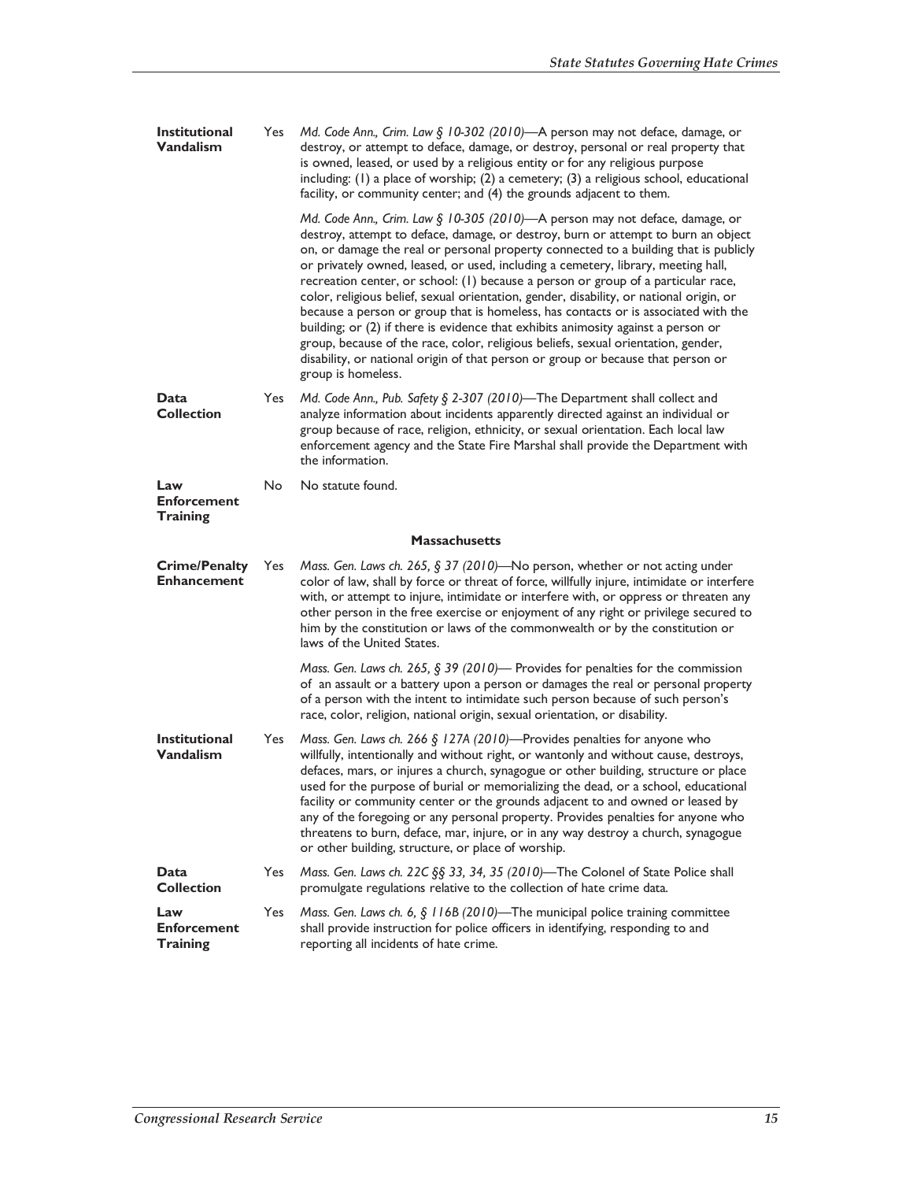| | | |
|---|---|---|
| **Institutional Vandalism** | Yes | *Md. Code Ann., Crim. Law § 10-302 (2010)*—A person may not deface, damage, or destroy, or attempt to deface, damage, or destroy, personal or real property that is owned, leased, or used by a religious entity or for any religious purpose including: (1) a place of worship; (2) a cemetery; (3) a religious school, educational facility, or community center; and (4) the grounds adjacent to them.<br><br>*Md. Code Ann., Crim. Law § 10-305 (2010)*—A person may not deface, damage, or destroy, attempt to deface, damage, or destroy, burn or attempt to burn an object on, or damage the real or personal property connected to a building that is publicly or privately owned, leased, or used, including a cemetery, library, meeting hall, recreation center, or school: (1) because a person or group of a particular race, color, religious belief, sexual orientation, gender, disability, or national origin, or because a person or group that is homeless, has contacts or is associated with the building; or (2) if there is evidence that exhibits animosity against a person or group, because of the race, color, religious beliefs, sexual orientation, gender, disability, or national origin of that person or group or because that person or group is homeless. |
| **Data Collection** | Yes | *Md. Code Ann., Pub. Safety § 2-307 (2010)*—The Department shall collect and analyze information about incidents apparently directed against an individual or group because of race, religion, ethnicity, or sexual orientation. Each local law enforcement agency and the State Fire Marshal shall provide the Department with the information. |
| **Law Enforcement Training** | No | No statute found. |
| | | **Massachusetts** |
| **Crime/Penalty Enhancement** | Yes | *Mass. Gen. Laws ch. 265, § 37 (2010)*—No person, whether or not acting under color of law, shall by force or threat of force, willfully injure, intimidate or interfere with, or attempt to injure, intimidate or interfere with, or oppress or threaten any other person in the free exercise or enjoyment of any right or privilege secured to him by the constitution or laws of the commonwealth or by the constitution or laws of the United States.<br><br>*Mass. Gen. Laws ch. 265, § 39 (2010)*— Provides for penalties for the commission of an assault or a battery upon a person or damages the real or personal property of a person with the intent to intimidate such person because of such person's race, color, religion, national origin, sexual orientation, or disability. |
| **Institutional Vandalism** | Yes | *Mass. Gen. Laws ch. 266 § 127A (2010)*—Provides penalties for anyone who willfully, intentionally and without right, or wantonly and without cause, destroys, defaces, mars, or injures a church, synagogue or other building, structure or place used for the purpose of burial or memorializing the dead, or a school, educational facility or community center or the grounds adjacent to and owned or leased by any of the foregoing or any personal property. Provides penalties for anyone who threatens to burn, deface, mar, injure, or in any way destroy a church, synagogue or other building, structure, or place of worship. |
| **Data Collection** | Yes | *Mass. Gen. Laws ch. 22C §§ 33, 34, 35 (2010)*—The Colonel of State Police shall promulgate regulations relative to the collection of hate crime data. |
| **Law Enforcement Training** | Yes | *Mass. Gen. Laws ch. 6, § 116B (2010)*—The municipal police training committee shall provide instruction for police officers in identifying, responding to and reporting all incidents of hate crime. |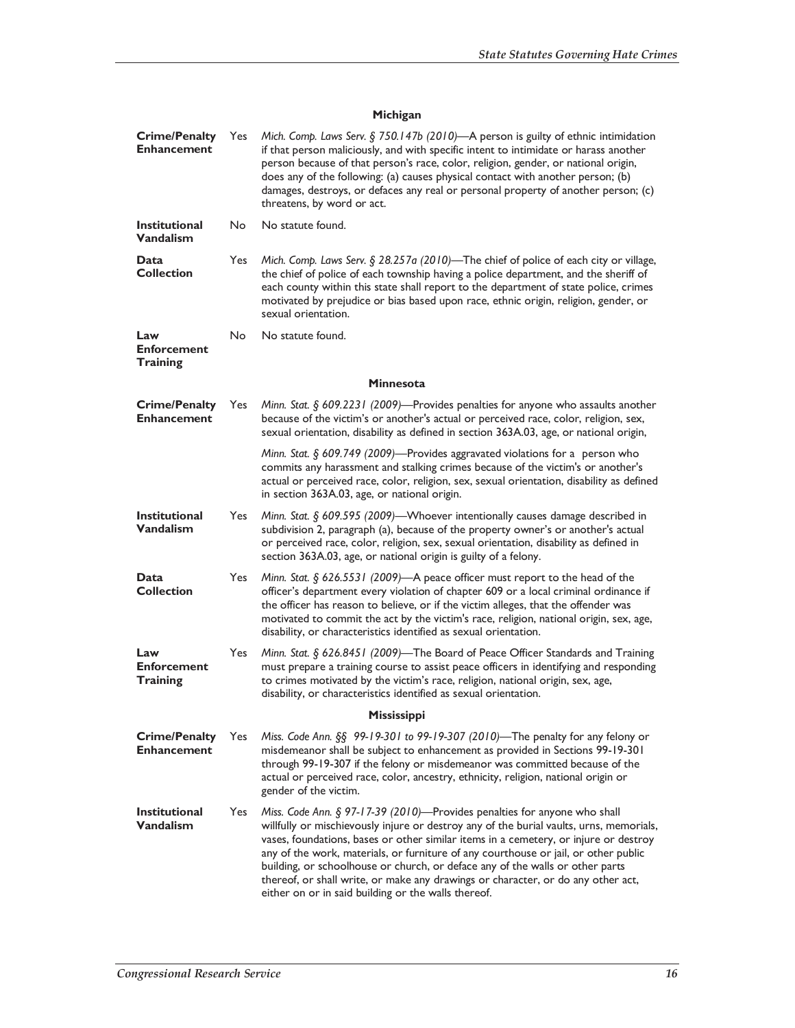### Michigan

| | | |
|---|---|---|
| **Crime/Penalty Enhancement** | Yes | *Mich. Comp. Laws Serv. § 750.147b (2010)*—A person is guilty of ethnic intimidation if that person maliciously, and with specific intent to intimidate or harass another person because of that person's race, color, religion, gender, or national origin, does any of the following: (a) causes physical contact with another person; (b) damages, destroys, or defaces any real or personal property of another person; (c) threatens, by word or act. |
| **Institutional Vandalism** | No | No statute found. |
| **Data Collection** | Yes | *Mich. Comp. Laws Serv. § 28.257a (2010)*—The chief of police of each city or village, the chief of police of each township having a police department, and the sheriff of each county within this state shall report to the department of state police, crimes motivated by prejudice or bias based upon race, ethnic origin, religion, gender, or sexual orientation. |
| **Law Enforcement Training** | No | No statute found. |

### Minnesota

| | | |
|---|---|---|
| **Crime/Penalty Enhancement** | Yes | *Minn. Stat. § 609.2231 (2009)*—Provides penalties for anyone who assaults another because of the victim's or another's actual or perceived race, color, religion, sex, sexual orientation, disability as defined in section 363A.03, age, or national origin,<br><br>*Minn. Stat. § 609.749 (2009)*—Provides aggravated violations for a person who commits any harassment and stalking crimes because of the victim's or another's actual or perceived race, color, religion, sex, sexual orientation, disability as defined in section 363A.03, age, or national origin. |
| **Institutional Vandalism** | Yes | *Minn. Stat. § 609.595 (2009)*—Whoever intentionally causes damage described in subdivision 2, paragraph (a), because of the property owner's or another's actual or perceived race, color, religion, sex, sexual orientation, disability as defined in section 363A.03, age, or national origin is guilty of a felony. |
| **Data Collection** | Yes | *Minn. Stat. § 626.5531 (2009)*—A peace officer must report to the head of the officer's department every violation of chapter 609 or a local criminal ordinance if the officer has reason to believe, or if the victim alleges, that the offender was motivated to commit the act by the victim's race, religion, national origin, sex, age, disability, or characteristics identified as sexual orientation. |
| **Law Enforcement Training** | Yes | *Minn. Stat. § 626.8451 (2009)*—The Board of Peace Officer Standards and Training must prepare a training course to assist peace officers in identifying and responding to crimes motivated by the victim's race, religion, national origin, sex, age, disability, or characteristics identified as sexual orientation. |

### Mississippi

| | | |
|---|---|---|
| **Crime/Penalty Enhancement** | Yes | *Miss. Code Ann. §§ 99-19-301 to 99-19-307 (2010)*—The penalty for any felony or misdemeanor shall be subject to enhancement as provided in Sections 99-19-301 through 99-19-307 if the felony or misdemeanor was committed because of the actual or perceived race, color, ancestry, ethnicity, religion, national origin or gender of the victim. |
| **Institutional Vandalism** | Yes | *Miss. Code Ann. § 97-17-39 (2010)*—Provides penalties for anyone who shall willfully or mischievously injure or destroy any of the burial vaults, urns, memorials, vases, foundations, bases or other similar items in a cemetery, or injure or destroy any of the work, materials, or furniture of any courthouse or jail, or other public building, or schoolhouse or church, or deface any of the walls or other parts thereof, or shall write, or make any drawings or character, or do any other act, either on or in said building or the walls thereof. |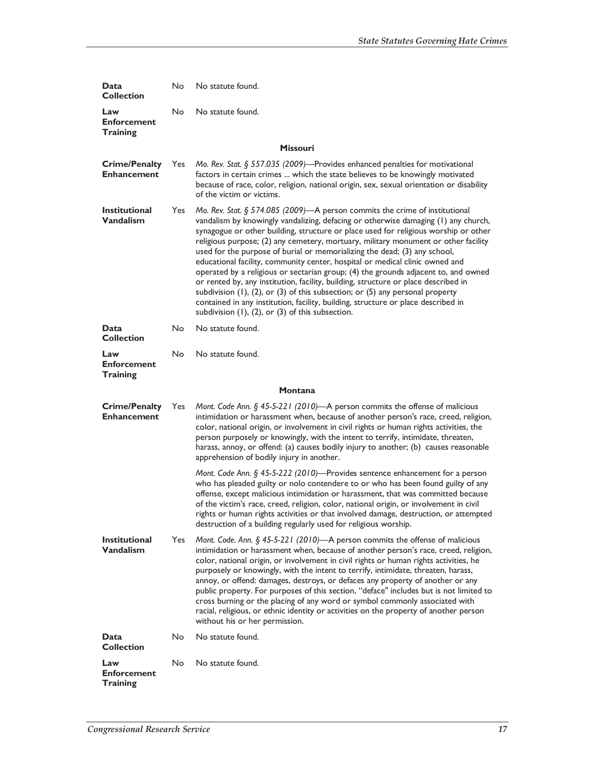| | | |
|---|---|---|
| **Data Collection** | No | No statute found. |
| **Law Enforcement Training** | No | No statute found. |
| | | **Missouri** |
| **Crime/Penalty Enhancement** | Yes | *Mo. Rev. Stat. § 557.035 (2009)*—Provides enhanced penalties for motivational factors in certain crimes ... which the state believes to be knowingly motivated because of race, color, religion, national origin, sex, sexual orientation or disability of the victim or victims. |
| **Institutional Vandalism** | Yes | *Mo. Rev. Stat. § 574.085 (2009)*—A person commits the crime of institutional vandalism by knowingly vandalizing, defacing or otherwise damaging (1) any church, synagogue or other building, structure or place used for religious worship or other religious purpose; (2) any cemetery, mortuary, military monument or other facility used for the purpose of burial or memorializing the dead; (3) any school, educational facility, community center, hospital or medical clinic owned and operated by a religious or sectarian group; (4) the grounds adjacent to, and owned or rented by, any institution, facility, building, structure or place described in subdivision (1), (2), or (3) of this subsection; or (5) any personal property contained in any institution, facility, building, structure or place described in subdivision (1), (2), or (3) of this subsection. |
| **Data Collection** | No | No statute found. |
| **Law Enforcement Training** | No | No statute found. |
| | | **Montana** |
| **Crime/Penalty Enhancement** | Yes | *Mont. Code Ann. § 45-5-221 (2010)*—A person commits the offense of malicious intimidation or harassment when, because of another person's race, creed, religion, color, national origin, or involvement in civil rights or human rights activities, the person purposely or knowingly, with the intent to terrify, intimidate, threaten, harass, annoy, or offend: (a) causes bodily injury to another; (b) causes reasonable apprehension of bodily injury in another. |
| | | *Mont. Code Ann. § 45-5-222 (2010)*—Provides sentence enhancement for a person who has pleaded guilty or nolo contendere to or who has been found guilty of any offense, except malicious intimidation or harassment, that was committed because of the victim's race, creed, religion, color, national origin, or involvement in civil rights or human rights activities or that involved damage, destruction, or attempted destruction of a building regularly used for religious worship. |
| **Institutional Vandalism** | Yes | *Mont. Code. Ann. § 45-5-221 (2010)*—A person commits the offense of malicious intimidation or harassment when, because of another person's race, creed, religion, color, national origin, or involvement in civil rights or human rights activities, he purposely or knowingly, with the intent to terrify, intimidate, threaten, harass, annoy, or offend: damages, destroys, or defaces any property of another or any public property. For purposes of this section, "deface" includes but is not limited to cross burning or the placing of any word or symbol commonly associated with racial, religious, or ethnic identity or activities on the property of another person without his or her permission. |
| **Data Collection** | No | No statute found. |
| **Law Enforcement Training** | No | No statute found. |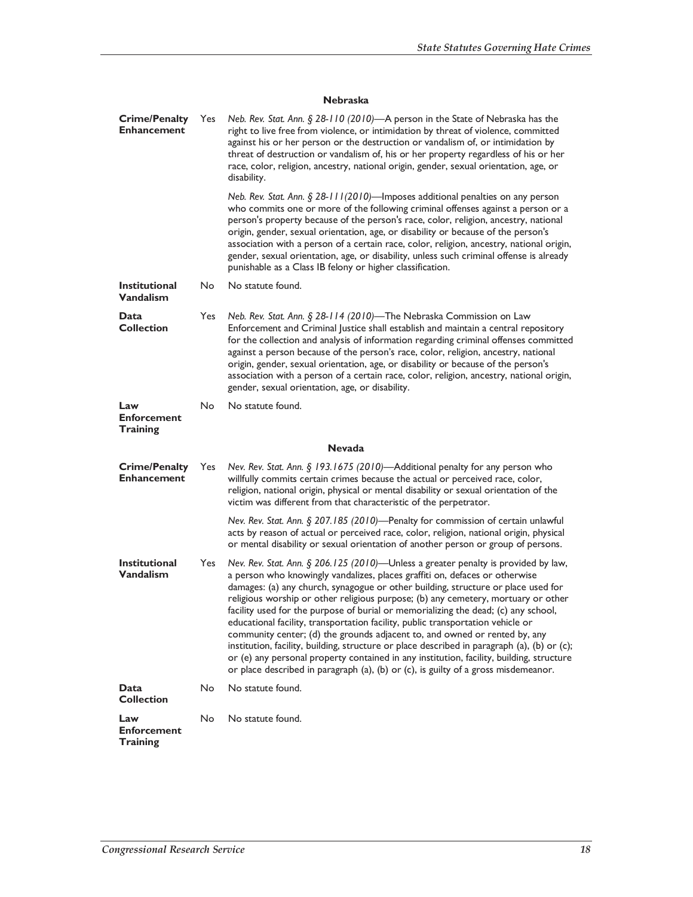### Nebraska

| | | |
|---|---|---|
| **Crime/Penalty Enhancement** | Yes | *Neb. Rev. Stat. Ann. § 28-110 (2010)*—A person in the State of Nebraska has the right to live free from violence, or intimidation by threat of violence, committed against his or her person or the destruction or vandalism of, or intimidation by threat of destruction or vandalism of, his or her property regardless of his or her race, color, religion, ancestry, national origin, gender, sexual orientation, age, or disability. |
| | | *Neb. Rev. Stat. Ann. § 28-111(2010)*—Imposes additional penalties on any person who commits one or more of the following criminal offenses against a person or a person's property because of the person's race, color, religion, ancestry, national origin, gender, sexual orientation, age, or disability or because of the person's association with a person of a certain race, color, religion, ancestry, national origin, gender, sexual orientation, age, or disability, unless such criminal offense is already punishable as a Class IB felony or higher classification. |
| **Institutional Vandalism** | No | No statute found. |
| **Data Collection** | Yes | *Neb. Rev. Stat. Ann. § 28-114 (2010)*—The Nebraska Commission on Law Enforcement and Criminal Justice shall establish and maintain a central repository for the collection and analysis of information regarding criminal offenses committed against a person because of the person's race, color, religion, ancestry, national origin, gender, sexual orientation, age, or disability or because of the person's association with a person of a certain race, color, religion, ancestry, national origin, gender, sexual orientation, age, or disability. |
| **Law Enforcement Training** | No | No statute found. |

### Nevada

| | | |
|---|---|---|
| **Crime/Penalty Enhancement** | Yes | *Nev. Rev. Stat. Ann. § 193.1675 (2010)*—Additional penalty for any person who willfully commits certain crimes because the actual or perceived race, color, religion, national origin, physical or mental disability or sexual orientation of the victim was different from that characteristic of the perpetrator. |
| | | *Nev. Rev. Stat. Ann. § 207.185 (2010)*—Penalty for commission of certain unlawful acts by reason of actual or perceived race, color, religion, national origin, physical or mental disability or sexual orientation of another person or group of persons. |
| **Institutional Vandalism** | Yes | *Nev. Rev. Stat. Ann. § 206.125 (2010)*—Unless a greater penalty is provided by law, a person who knowingly vandalizes, places graffiti on, defaces or otherwise damages: (a) any church, synagogue or other building, structure or place used for religious worship or other religious purpose; (b) any cemetery, mortuary or other facility used for the purpose of burial or memorializing the dead; (c) any school, educational facility, transportation facility, public transportation vehicle or community center; (d) the grounds adjacent to, and owned or rented by, any institution, facility, building, structure or place described in paragraph (a), (b) or (c); or (e) any personal property contained in any institution, facility, building, structure or place described in paragraph (a), (b) or (c), is guilty of a gross misdemeanor. |
| **Data Collection** | No | No statute found. |
| **Law Enforcement Training** | No | No statute found. |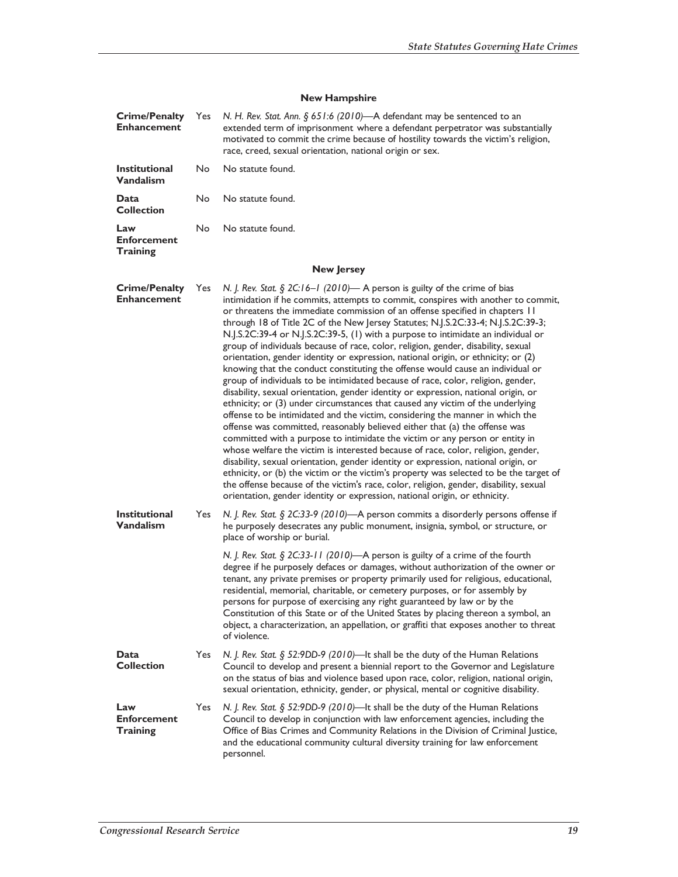### New Hampshire

| | | |
|---|---|---|
| **Crime/Penalty Enhancement** | Yes | *N. H. Rev. Stat. Ann. § 651:6 (2010)*—A defendant may be sentenced to an extended term of imprisonment where a defendant perpetrator was substantially motivated to commit the crime because of hostility towards the victim's religion, race, creed, sexual orientation, national origin or sex. |
| **Institutional Vandalism** | No | No statute found. |
| **Data Collection** | No | No statute found. |
| **Law Enforcement Training** | No | No statute found. |

### New Jersey

| | | |
|---|---|---|
| **Crime/Penalty Enhancement** | Yes | *N. J. Rev. Stat. § 2C:16–1 (2010)*— A person is guilty of the crime of bias intimidation if he commits, attempts to commit, conspires with another to commit, or threatens the immediate commission of an offense specified in chapters 11 through 18 of Title 2C of the New Jersey Statutes; N.J.S.2C:33-4; N.J.S.2C:39-3; N.J.S.2C:39-4 or N.J.S.2C:39-5, (1) with a purpose to intimidate an individual or group of individuals because of race, color, religion, gender, disability, sexual orientation, gender identity or expression, national origin, or ethnicity; or (2) knowing that the conduct constituting the offense would cause an individual or group of individuals to be intimidated because of race, color, religion, gender, disability, sexual orientation, gender identity or expression, national origin, or ethnicity; or (3) under circumstances that caused any victim of the underlying offense to be intimidated and the victim, considering the manner in which the offense was committed, reasonably believed either that (a) the offense was committed with a purpose to intimidate the victim or any person or entity in whose welfare the victim is interested because of race, color, religion, gender, disability, sexual orientation, gender identity or expression, national origin, or ethnicity, or (b) the victim or the victim's property was selected to be the target of the offense because of the victim's race, color, religion, gender, disability, sexual orientation, gender identity or expression, national origin, or ethnicity. |
| **Institutional Vandalism** | Yes | *N. J. Rev. Stat. § 2C:33-9 (2010)*—A person commits a disorderly persons offense if he purposely desecrates any public monument, insignia, symbol, or structure, or place of worship or burial.<br><br>*N. J. Rev. Stat. § 2C:33-11 (2010)*—A person is guilty of a crime of the fourth degree if he purposely defaces or damages, without authorization of the owner or tenant, any private premises or property primarily used for religious, educational, residential, memorial, charitable, or cemetery purposes, or for assembly by persons for purpose of exercising any right guaranteed by law or by the Constitution of this State or of the United States by placing thereon a symbol, an object, a characterization, an appellation, or graffiti that exposes another to threat of violence. |
| **Data Collection** | Yes | *N. J. Rev. Stat. § 52:9DD-9 (2010)*—It shall be the duty of the Human Relations Council to develop and present a biennial report to the Governor and Legislature on the status of bias and violence based upon race, color, religion, national origin, sexual orientation, ethnicity, gender, or physical, mental or cognitive disability. |
| **Law Enforcement Training** | Yes | *N. J. Rev. Stat. § 52:9DD-9 (2010)*—It shall be the duty of the Human Relations Council to develop in conjunction with law enforcement agencies, including the Office of Bias Crimes and Community Relations in the Division of Criminal Justice, and the educational community cultural diversity training for law enforcement personnel. |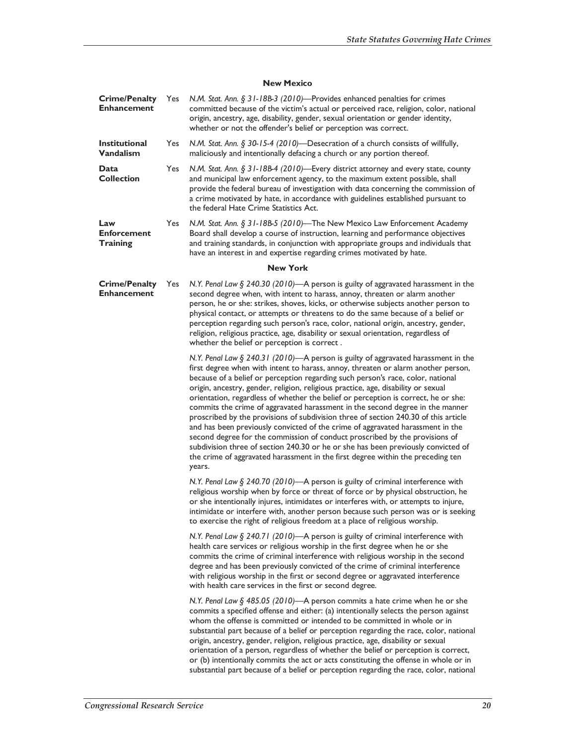#### New Mexico

| | | |
|---|---|---|
| **Crime/Penalty Enhancement** | Yes | *N.M. Stat. Ann. § 31-18B-3 (2010)*—Provides enhanced penalties for crimes committed because of the victim's actual or perceived race, religion, color, national origin, ancestry, age, disability, gender, sexual orientation or gender identity, whether or not the offender's belief or perception was correct. |
| **Institutional Vandalism** | Yes | *N.M. Stat. Ann. § 30-15-4 (2010)*—Desecration of a church consists of willfully, maliciously and intentionally defacing a church or any portion thereof. |
| **Data Collection** | Yes | *N.M. Stat. Ann. § 31-18B-4 (2010)*—Every district attorney and every state, county and municipal law enforcement agency, to the maximum extent possible, shall provide the federal bureau of investigation with data concerning the commission of a crime motivated by hate, in accordance with guidelines established pursuant to the federal Hate Crime Statistics Act. |
| **Law Enforcement Training** | Yes | *N.M. Stat. Ann. § 31-18B-5 (2010)*—The New Mexico Law Enforcement Academy Board shall develop a course of instruction, learning and performance objectives and training standards, in conjunction with appropriate groups and individuals that have an interest in and expertise regarding crimes motivated by hate. |

#### New York

| | | |
|---|---|---|
| **Crime/Penalty Enhancement** | Yes | *N.Y. Penal Law § 240.30 (2010)*—A person is guilty of aggravated harassment in the second degree when, with intent to harass, annoy, threaten or alarm another person, he or she: strikes, shoves, kicks, or otherwise subjects another person to physical contact, or attempts or threatens to do the same because of a belief or perception regarding such person's race, color, national origin, ancestry, gender, religion, religious practice, age, disability or sexual orientation, regardless of whether the belief or perception is correct . |
| | | *N.Y. Penal Law § 240.31 (2010)*—A person is guilty of aggravated harassment in the first degree when with intent to harass, annoy, threaten or alarm another person, because of a belief or perception regarding such person's race, color, national origin, ancestry, gender, religion, religious practice, age, disability or sexual orientation, regardless of whether the belief or perception is correct, he or she: commits the crime of aggravated harassment in the second degree in the manner proscribed by the provisions of subdivision three of section 240.30 of this article and has been previously convicted of the crime of aggravated harassment in the second degree for the commission of conduct proscribed by the provisions of subdivision three of section 240.30 or he or she has been previously convicted of the crime of aggravated harassment in the first degree within the preceding ten years. |
| | | *N.Y. Penal Law § 240.70 (2010)*—A person is guilty of criminal interference with religious worship when by force or threat of force or by physical obstruction, he or she intentionally injures, intimidates or interferes with, or attempts to injure, intimidate or interfere with, another person because such person was or is seeking to exercise the right of religious freedom at a place of religious worship. |
| | | *N.Y. Penal Law § 240.71 (2010)*—A person is guilty of criminal interference with health care services or religious worship in the first degree when he or she commits the crime of criminal interference with religious worship in the second degree and has been previously convicted of the crime of criminal interference with religious worship in the first or second degree or aggravated interference with health care services in the first or second degree. |
| | | *N.Y. Penal Law § 485.05 (2010)*—A person commits a hate crime when he or she commits a specified offense and either: (a) intentionally selects the person against whom the offense is committed or intended to be committed in whole or in substantial part because of a belief or perception regarding the race, color, national origin, ancestry, gender, religion, religious practice, age, disability or sexual orientation of a person, regardless of whether the belief or perception is correct, or (b) intentionally commits the act or acts constituting the offense in whole or in substantial part because of a belief or perception regarding the race, color, national |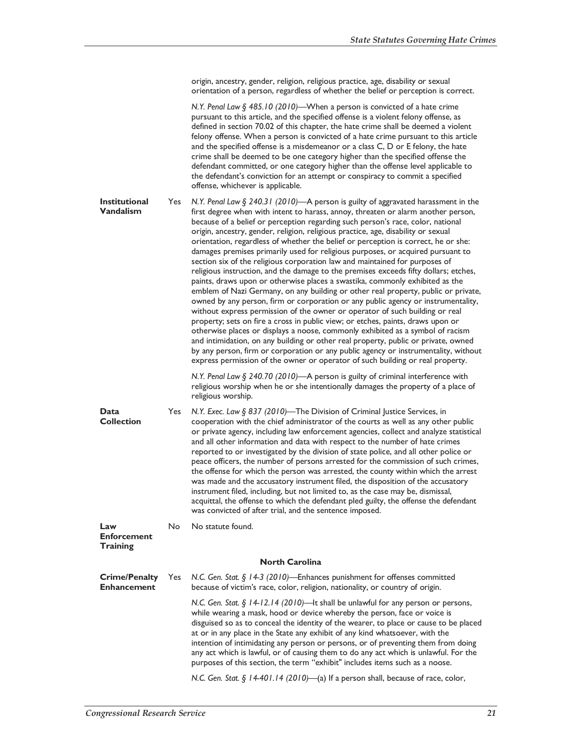| | | |
|---|---|---|
| | | origin, ancestry, gender, religion, religious practice, age, disability or sexual orientation of a person, regardless of whether the belief or perception is correct.<br><br>*N.Y. Penal Law § 485.10 (2010)*—When a person is convicted of a hate crime pursuant to this article, and the specified offense is a violent felony offense, as defined in section 70.02 of this chapter, the hate crime shall be deemed a violent felony offense. When a person is convicted of a hate crime pursuant to this article and the specified offense is a misdemeanor or a class C, D or E felony, the hate crime shall be deemed to be one category higher than the specified offense the defendant committed, or one category higher than the offense level applicable to the defendant's conviction for an attempt or conspiracy to commit a specified offense, whichever is applicable. |
| **Institutional Vandalism** | Yes | *N.Y. Penal Law § 240.31 (2010)*—A person is guilty of aggravated harassment in the first degree when with intent to harass, annoy, threaten or alarm another person, because of a belief or perception regarding such person's race, color, national origin, ancestry, gender, religion, religious practice, age, disability or sexual orientation, regardless of whether the belief or perception is correct, he or she: damages premises primarily used for religious purposes, or acquired pursuant to section six of the religious corporation law and maintained for purposes of religious instruction, and the damage to the premises exceeds fifty dollars; etches, paints, draws upon or otherwise places a swastika, commonly exhibited as the emblem of Nazi Germany, on any building or other real property, public or private, owned by any person, firm or corporation or any public agency or instrumentality, without express permission of the owner or operator of such building or real property; sets on fire a cross in public view; or etches, paints, draws upon or otherwise places or displays a noose, commonly exhibited as a symbol of racism and intimidation, on any building or other real property, public or private, owned by any person, firm or corporation or any public agency or instrumentality, without express permission of the owner or operator of such building or real property.<br><br>*N.Y. Penal Law § 240.70 (2010)*—A person is guilty of criminal interference with religious worship when he or she intentionally damages the property of a place of religious worship. |
| **Data Collection** | Yes | *N.Y. Exec. Law § 837 (2010)*—The Division of Criminal Justice Services, in cooperation with the chief administrator of the courts as well as any other public or private agency, including law enforcement agencies, collect and analyze statistical and all other information and data with respect to the number of hate crimes reported to or investigated by the division of state police, and all other police or peace officers, the number of persons arrested for the commission of such crimes, the offense for which the person was arrested, the county within which the arrest was made and the accusatory instrument filed, the disposition of the accusatory instrument filed, including, but not limited to, as the case may be, dismissal, acquittal, the offense to which the defendant pled guilty, the offense the defendant was convicted of after trial, and the sentence imposed. |
| **Law Enforcement Training** | No | No statute found. |
| | | **North Carolina** |
| **Crime/Penalty Enhancement** | Yes | *N.C. Gen. Stat. § 14-3 (2010)*—Enhances punishment for offenses committed because of victim's race, color, religion, nationality, or country of origin.<br><br>*N.C. Gen. Stat. § 14-12.14 (2010)*—It shall be unlawful for any person or persons, while wearing a mask, hood or device whereby the person, face or voice is disguised so as to conceal the identity of the wearer, to place or cause to be placed at or in any place in the State any exhibit of any kind whatsoever, with the intention of intimidating any person or persons, or of preventing them from doing any act which is lawful, or of causing them to do any act which is unlawful. For the purposes of this section, the term "exhibit" includes items such as a noose.<br><br>*N.C. Gen. Stat. § 14-401.14 (2010)*—(a) If a person shall, because of race, color, |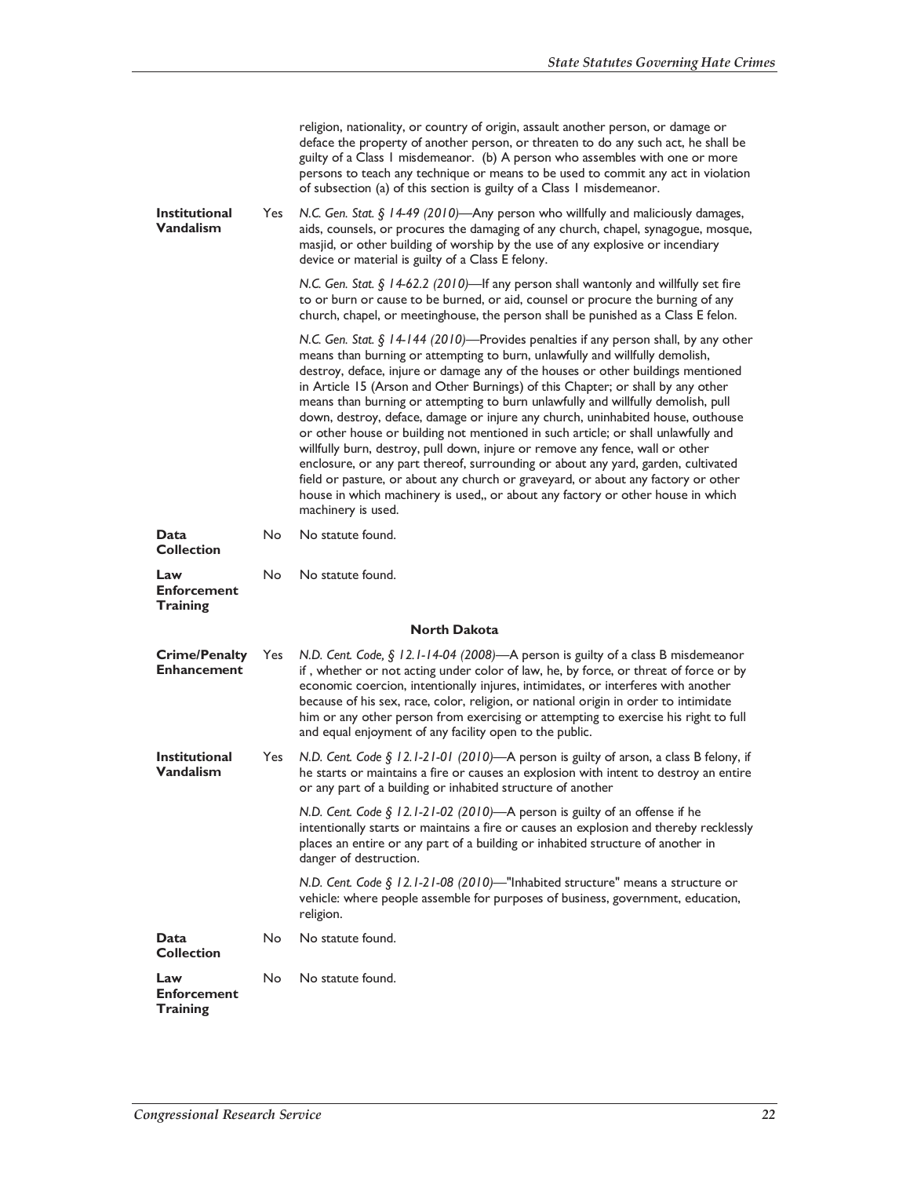| | | |
|---|---|---|
| | | religion, nationality, or country of origin, assault another person, or damage or deface the property of another person, or threaten to do any such act, he shall be guilty of a Class 1 misdemeanor. (b) A person who assembles with one or more persons to teach any technique or means to be used to commit any act in violation of subsection (a) of this section is guilty of a Class 1 misdemeanor. |
| **Institutional Vandalism** | Yes | *N.C. Gen. Stat. § 14-49 (2010)*—Any person who willfully and maliciously damages, aids, counsels, or procures the damaging of any church, chapel, synagogue, mosque, masjid, or other building of worship by the use of any explosive or incendiary device or material is guilty of a Class E felony.<br><br>*N.C. Gen. Stat. § 14-62.2 (2010)*—If any person shall wantonly and willfully set fire to or burn or cause to be burned, or aid, counsel or procure the burning of any church, chapel, or meetinghouse, the person shall be punished as a Class E felon.<br><br>*N.C. Gen. Stat. § 14-144 (2010)*—Provides penalties if any person shall, by any other means than burning or attempting to burn, unlawfully and willfully demolish, destroy, deface, injure or damage any of the houses or other buildings mentioned in Article 15 (Arson and Other Burnings) of this Chapter; or shall by any other means than burning or attempting to burn unlawfully and willfully demolish, pull down, destroy, deface, damage or injure any church, uninhabited house, outhouse or other house or building not mentioned in such article; or shall unlawfully and willfully burn, destroy, pull down, injure or remove any fence, wall or other enclosure, or any part thereof, surrounding or about any yard, garden, cultivated field or pasture, or about any church or graveyard, or about any factory or other house in which machinery is used,, or about any factory or other house in which machinery is used. |
| **Data Collection** | No | No statute found. |
| **Law Enforcement Training** | No | No statute found. |
| | | **North Dakota** |
| **Crime/Penalty Enhancement** | Yes | *N.D. Cent. Code, § 12.1-14-04 (2008)*—A person is guilty of a class B misdemeanor if , whether or not acting under color of law, he, by force, or threat of force or by economic coercion, intentionally injures, intimidates, or interferes with another because of his sex, race, color, religion, or national origin in order to intimidate him or any other person from exercising or attempting to exercise his right to full and equal enjoyment of any facility open to the public. |
| **Institutional Vandalism** | Yes | *N.D. Cent. Code § 12.1-21-01 (2010)*—A person is guilty of arson, a class B felony, if he starts or maintains a fire or causes an explosion with intent to destroy an entire or any part of a building or inhabited structure of another<br><br>*N.D. Cent. Code § 12.1-21-02 (2010)*—A person is guilty of an offense if he intentionally starts or maintains a fire or causes an explosion and thereby recklessly places an entire or any part of a building or inhabited structure of another in danger of destruction.<br><br>*N.D. Cent. Code § 12.1-21-08 (2010)*—"Inhabited structure" means a structure or vehicle: where people assemble for purposes of business, government, education, religion. |
| **Data Collection** | No | No statute found. |
| **Law Enforcement Training** | No | No statute found. |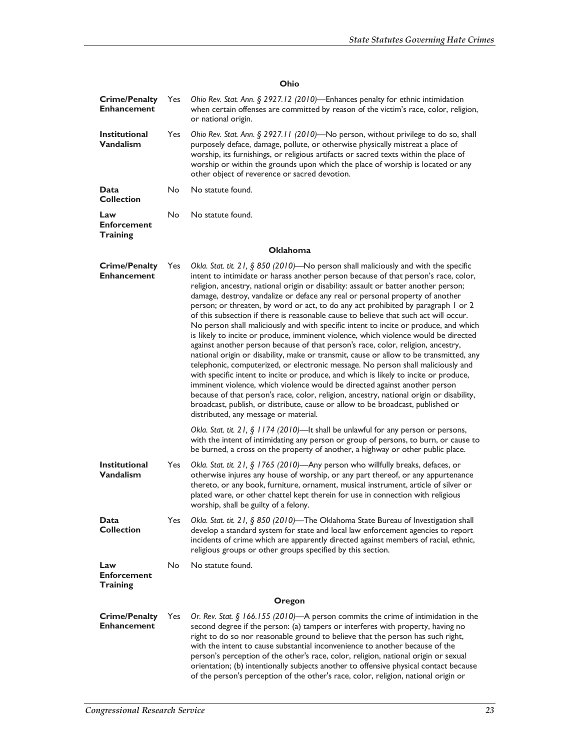### Ohio

| | | |
|---|---|---|
| **Crime/Penalty Enhancement** | Yes | *Ohio Rev. Stat. Ann. § 2927.12 (2010)*—Enhances penalty for ethnic intimidation when certain offenses are committed by reason of the victim's race, color, religion, or national origin. |
| **Institutional Vandalism** | Yes | *Ohio Rev. Stat. Ann. § 2927.11 (2010)*—No person, without privilege to do so, shall purposely deface, damage, pollute, or otherwise physically mistreat a place of worship, its furnishings, or religious artifacts or sacred texts within the place of worship or within the grounds upon which the place of worship is located or any other object of reverence or sacred devotion. |
| **Data Collection** | No | No statute found. |
| **Law Enforcement Training** | No | No statute found. |

### Oklahoma

| | | |
|---|---|---|
| **Crime/Penalty Enhancement** | Yes | *Okla. Stat. tit. 21, § 850 (2010)*—No person shall maliciously and with the specific intent to intimidate or harass another person because of that person's race, color, religion, ancestry, national origin or disability: assault or batter another person; damage, destroy, vandalize or deface any real or personal property of another person; or threaten, by word or act, to do any act prohibited by paragraph 1 or 2 of this subsection if there is reasonable cause to believe that such act will occur. No person shall maliciously and with specific intent to incite or produce, and which is likely to incite or produce, imminent violence, which violence would be directed against another person because of that person's race, color, religion, ancestry, national origin or disability, make or transmit, cause or allow to be transmitted, any telephonic, computerized, or electronic message. No person shall maliciously and with specific intent to incite or produce, and which is likely to incite or produce, imminent violence, which violence would be directed against another person because of that person's race, color, religion, ancestry, national origin or disability, broadcast, publish, or distribute, cause or allow to be broadcast, published or distributed, any message or material.<br><br>*Okla. Stat. tit. 21, § 1174 (2010)*—It shall be unlawful for any person or persons, with the intent of intimidating any person or group of persons, to burn, or cause to be burned, a cross on the property of another, a highway or other public place. |
| **Institutional Vandalism** | Yes | *Okla. Stat. tit. 21, § 1765 (2010)*—Any person who willfully breaks, defaces, or otherwise injures any house of worship, or any part thereof, or any appurtenance thereto, or any book, furniture, ornament, musical instrument, article of silver or plated ware, or other chattel kept therein for use in connection with religious worship, shall be guilty of a felony. |
| **Data Collection** | Yes | *Okla. Stat. tit. 21, § 850 (2010)*—The Oklahoma State Bureau of Investigation shall develop a standard system for state and local law enforcement agencies to report incidents of crime which are apparently directed against members of racial, ethnic, religious groups or other groups specified by this section. |
| **Law Enforcement Training** | No | No statute found. |

### Oregon

| | | |
|---|---|---|
| **Crime/Penalty Enhancement** | Yes | *Or. Rev. Stat. § 166.155 (2010)*—A person commits the crime of intimidation in the second degree if the person: (a) tampers or interferes with property, having no right to do so nor reasonable ground to believe that the person has such right, with the intent to cause substantial inconvenience to another because of the person's perception of the other's race, color, religion, national origin or sexual orientation; (b) intentionally subjects another to offensive physical contact because of the person's perception of the other's race, color, religion, national origin or |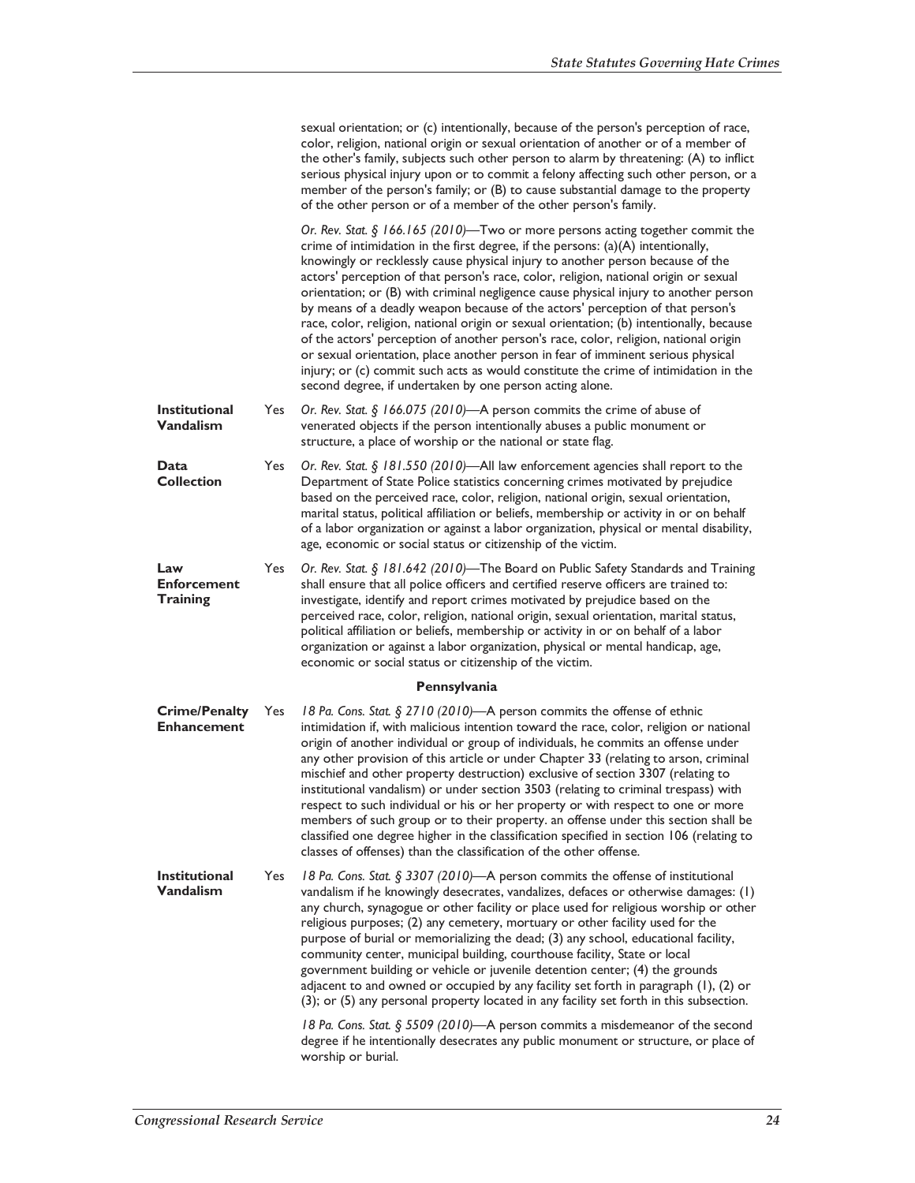| | | |
|---|---|---|
| | | sexual orientation; or (c) intentionally, because of the person's perception of race, color, religion, national origin or sexual orientation of another or of a member of the other's family, subjects such other person to alarm by threatening: (A) to inflict serious physical injury upon or to commit a felony affecting such other person, or a member of the person's family; or (B) to cause substantial damage to the property of the other person or of a member of the other person's family. |
| | | *Or. Rev. Stat. § 166.165 (2010)*—Two or more persons acting together commit the crime of intimidation in the first degree, if the persons: (a)(A) intentionally, knowingly or recklessly cause physical injury to another person because of the actors' perception of that person's race, color, religion, national origin or sexual orientation; or (B) with criminal negligence cause physical injury to another person by means of a deadly weapon because of the actors' perception of that person's race, color, religion, national origin or sexual orientation; (b) intentionally, because of the actors' perception of another person's race, color, religion, national origin or sexual orientation, place another person in fear of imminent serious physical injury; or (c) commit such acts as would constitute the crime of intimidation in the second degree, if undertaken by one person acting alone. |
| **Institutional Vandalism** | Yes | *Or. Rev. Stat. § 166.075 (2010)*—A person commits the crime of abuse of venerated objects if the person intentionally abuses a public monument or structure, a place of worship or the national or state flag. |
| **Data Collection** | Yes | *Or. Rev. Stat. § 181.550 (2010)*—All law enforcement agencies shall report to the Department of State Police statistics concerning crimes motivated by prejudice based on the perceived race, color, religion, national origin, sexual orientation, marital status, political affiliation or beliefs, membership or activity in or on behalf of a labor organization or against a labor organization, physical or mental disability, age, economic or social status or citizenship of the victim. |
| **Law Enforcement Training** | Yes | *Or. Rev. Stat. § 181.642 (2010)*—The Board on Public Safety Standards and Training shall ensure that all police officers and certified reserve officers are trained to: investigate, identify and report crimes motivated by prejudice based on the perceived race, color, religion, national origin, sexual orientation, marital status, political affiliation or beliefs, membership or activity in or on behalf of a labor organization or against a labor organization, physical or mental handicap, age, economic or social status or citizenship of the victim. |
| | | **Pennsylvania** |
| **Crime/Penalty Enhancement** | Yes | *18 Pa. Cons. Stat. § 2710 (2010)*—A person commits the offense of ethnic intimidation if, with malicious intention toward the race, color, religion or national origin of another individual or group of individuals, he commits an offense under any other provision of this article or under Chapter 33 (relating to arson, criminal mischief and other property destruction) exclusive of section 3307 (relating to institutional vandalism) or under section 3503 (relating to criminal trespass) with respect to such individual or his or her property or with respect to one or more members of such group or to their property. an offense under this section shall be classified one degree higher in the classification specified in section 106 (relating to classes of offenses) than the classification of the other offense. |
| **Institutional Vandalism** | Yes | *18 Pa. Cons. Stat. § 3307 (2010)*—A person commits the offense of institutional vandalism if he knowingly desecrates, vandalizes, defaces or otherwise damages: (1) any church, synagogue or other facility or place used for religious worship or other religious purposes; (2) any cemetery, mortuary or other facility used for the purpose of burial or memorializing the dead; (3) any school, educational facility, community center, municipal building, courthouse facility, State or local government building or vehicle or juvenile detention center; (4) the grounds adjacent to and owned or occupied by any facility set forth in paragraph (1), (2) or (3); or (5) any personal property located in any facility set forth in this subsection. |
| | | *18 Pa. Cons. Stat. § 5509 (2010)*—A person commits a misdemeanor of the second degree if he intentionally desecrates any public monument or structure, or place of worship or burial. |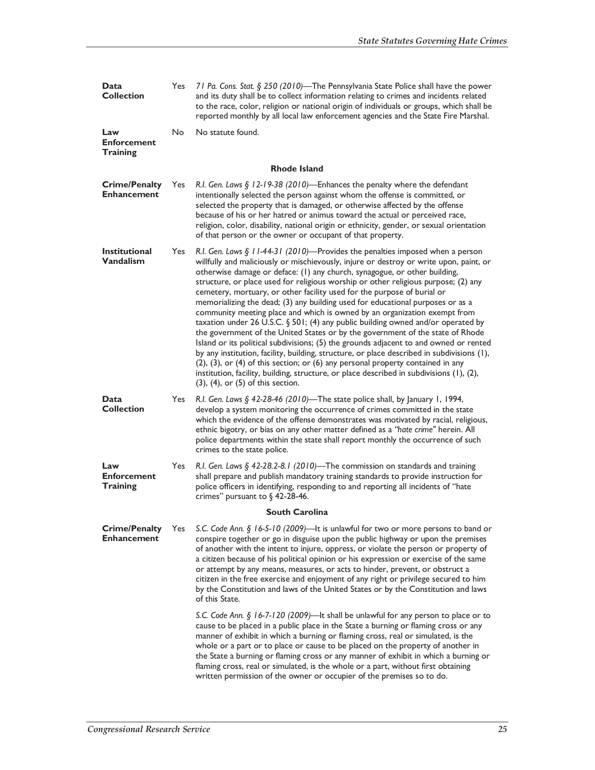| | | |
|---|---|---|
| **Data Collection** | Yes | *71 Pa. Cons. Stat. § 250 (2010)*—The Pennsylvania State Police shall have the power and its duty shall be to collect information relating to crimes and incidents related to the race, color, religion or national origin of individuals or groups, which shall be reported monthly by all local law enforcement agencies and the State Fire Marshal. |
| **Law Enforcement Training** | No | No statute found. |

**Rhode Island**

| | | |
|---|---|---|
| **Crime/Penalty Enhancement** | Yes | *R.I. Gen. Laws § 12-19-38 (2010)*—Enhances the penalty where the defendant intentionally selected the person against whom the offense is committed, or selected the property that is damaged, or otherwise affected by the offense because of his or her hatred or animus toward the actual or perceived race, religion, color, disability, national origin or ethnicity, gender, or sexual orientation of that person or the owner or occupant of that property. |
| **Institutional Vandalism** | Yes | *R.I. Gen. Laws § 11-44-31 (2010)*—Provides the penalties imposed when a person willfully and maliciously or mischievously, injure or destroy or write upon, paint, or otherwise damage or deface: (1) any church, synagogue, or other building, structure, or place used for religious worship or other religious purpose; (2) any cemetery, mortuary, or other facility used for the purpose of burial or memorializing the dead; (3) any building used for educational purposes or as a community meeting place and which is owned by an organization exempt from taxation under 26 U.S.C. § 501; (4) any public building owned and/or operated by the government of the United States or by the government of the state of Rhode Island or its political subdivisions; (5) the grounds adjacent to and owned or rented by any institution, facility, building, structure, or place described in subdivisions (1), (2), (3), or (4) of this section; or (6) any personal property contained in any institution, facility, building, structure, or place described in subdivisions (1), (2), (3), (4), or (5) of this section. |
| **Data Collection** | Yes | *R.I. Gen. Laws § 42-28-46 (2010)*—The state police shall, by January 1, 1994, develop a system monitoring the occurrence of crimes committed in the state which the evidence of the offense demonstrates was motivated by racial, religious, ethnic bigotry, or bias on any other matter defined as a *"hate crime"* herein. All police departments within the state shall report monthly the occurrence of such crimes to the state police. |
| **Law Enforcement Training** | Yes | *R.I. Gen. Laws § 42-28.2-8.1 (2010)*—The commission on standards and training shall prepare and publish mandatory training standards to provide instruction for police officers in identifying, responding to and reporting all incidents of "hate crimes" pursuant to § 42-28-46. |

**South Carolina**

| | | |
|---|---|---|
| **Crime/Penalty Enhancement** | Yes | *S.C. Code Ann. § 16-5-10 (2009)*—It is unlawful for two or more persons to band or conspire together or go in disguise upon the public highway or upon the premises of another with the intent to injure, oppress, or violate the person or property of a citizen because of his political opinion or his expression or exercise of the same or attempt by any means, measures, or acts to hinder, prevent, or obstruct a citizen in the free exercise and enjoyment of any right or privilege secured to him by the Constitution and laws of the United States or by the Constitution and laws of this State.<br><br>*S.C. Code Ann. § 16-7-120 (2009)*—It shall be unlawful for any person to place or to cause to be placed in a public place in the State a burning or flaming cross or any manner of exhibit in which a burning or flaming cross, real or simulated, is the whole or a part or to place or cause to be placed on the property of another in the State a burning or flaming cross or any manner of exhibit in which a burning or flaming cross, real or simulated, is the whole or a part, without first obtaining written permission of the owner or occupier of the premises so to do. |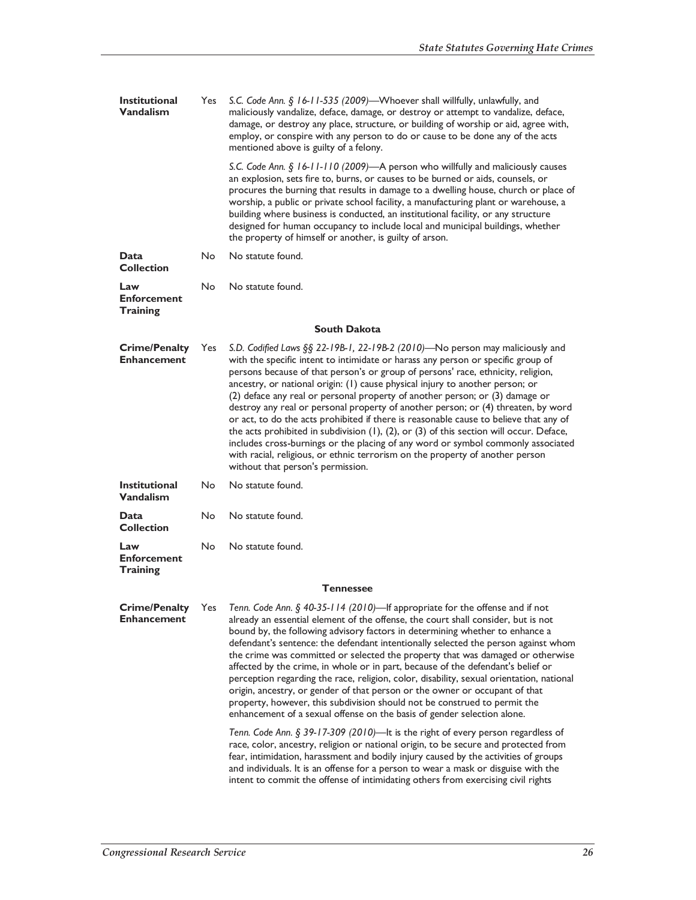| | | |
|---|---|---|
| **Institutional Vandalism** | Yes | *S.C. Code Ann. § 16-11-535 (2009)*—Whoever shall willfully, unlawfully, and maliciously vandalize, deface, damage, or destroy or attempt to vandalize, deface, damage, or destroy any place, structure, or building of worship or aid, agree with, employ, or conspire with any person to do or cause to be done any of the acts mentioned above is guilty of a felony.<br><br>*S.C. Code Ann. § 16-11-110 (2009)*—A person who willfully and maliciously causes an explosion, sets fire to, burns, or causes to be burned or aids, counsels, or procures the burning that results in damage to a dwelling house, church or place of worship, a public or private school facility, a manufacturing plant or warehouse, a building where business is conducted, an institutional facility, or any structure designed for human occupancy to include local and municipal buildings, whether the property of himself or another, is guilty of arson. |
| **Data Collection** | No | No statute found. |
| **Law Enforcement Training** | No | No statute found. |

### South Dakota

| | | |
|---|---|---|
| **Crime/Penalty Enhancement** | Yes | *S.D. Codified Laws §§ 22-19B-1, 22-19B-2 (2010)*—No person may maliciously and with the specific intent to intimidate or harass any person or specific group of persons because of that person's or group of persons' race, ethnicity, religion, ancestry, or national origin: (1) cause physical injury to another person; or (2) deface any real or personal property of another person; or (3) damage or destroy any real or personal property of another person; or (4) threaten, by word or act, to do the acts prohibited if there is reasonable cause to believe that any of the acts prohibited in subdivision (1), (2), or (3) of this section will occur. Deface, includes cross-burnings or the placing of any word or symbol commonly associated with racial, religious, or ethnic terrorism on the property of another person without that person's permission. |
| **Institutional Vandalism** | No | No statute found. |
| **Data Collection** | No | No statute found. |
| **Law Enforcement Training** | No | No statute found. |

### Tennessee

| | | |
|---|---|---|
| **Crime/Penalty Enhancement** | Yes | *Tenn. Code Ann. § 40-35-114 (2010)*—If appropriate for the offense and if not already an essential element of the offense, the court shall consider, but is not bound by, the following advisory factors in determining whether to enhance a defendant's sentence: the defendant intentionally selected the person against whom the crime was committed or selected the property that was damaged or otherwise affected by the crime, in whole or in part, because of the defendant's belief or perception regarding the race, religion, color, disability, sexual orientation, national origin, ancestry, or gender of that person or the owner or occupant of that property, however, this subdivision should not be construed to permit the enhancement of a sexual offense on the basis of gender selection alone.<br><br>*Tenn. Code Ann. § 39-17-309 (2010)*—It is the right of every person regardless of race, color, ancestry, religion or national origin, to be secure and protected from fear, intimidation, harassment and bodily injury caused by the activities of groups and individuals. It is an offense for a person to wear a mask or disguise with the intent to commit the offense of intimidating others from exercising civil rights |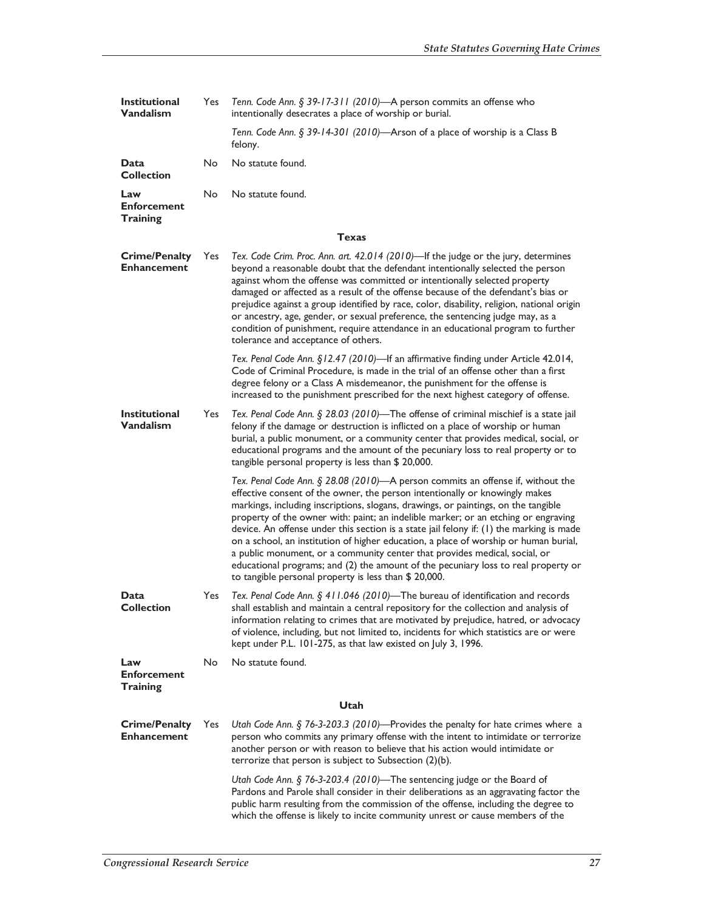| | | |
|---|---|---|
| **Institutional Vandalism** | Yes | *Tenn. Code Ann. § 39-17-311 (2010)*—A person commits an offense who intentionally desecrates a place of worship or burial. |
| | | *Tenn. Code Ann. § 39-14-301 (2010)*—Arson of a place of worship is a Class B felony. |
| **Data Collection** | No | No statute found. |
| **Law Enforcement Training** | No | No statute found. |

**Texas**

| | | |
|---|---|---|
| **Crime/Penalty Enhancement** | Yes | *Tex. Code Crim. Proc. Ann. art. 42.014 (2010)*—If the judge or the jury, determines beyond a reasonable doubt that the defendant intentionally selected the person against whom the offense was committed or intentionally selected property damaged or affected as a result of the offense because of the defendant's bias or prejudice against a group identified by race, color, disability, religion, national origin or ancestry, age, gender, or sexual preference, the sentencing judge may, as a condition of punishment, require attendance in an educational program to further tolerance and acceptance of others. |
| | | *Tex. Penal Code Ann. §12.47 (2010)*—If an affirmative finding under Article 42.014, Code of Criminal Procedure, is made in the trial of an offense other than a first degree felony or a Class A misdemeanor, the punishment for the offense is increased to the punishment prescribed for the next highest category of offense. |
| **Institutional Vandalism** | Yes | *Tex. Penal Code Ann. § 28.03 (2010)*—The offense of criminal mischief is a state jail felony if the damage or destruction is inflicted on a place of worship or human burial, a public monument, or a community center that provides medical, social, or educational programs and the amount of the pecuniary loss to real property or to tangible personal property is less than $ 20,000. |
| | | *Tex. Penal Code Ann. § 28.08 (2010)*—A person commits an offense if, without the effective consent of the owner, the person intentionally or knowingly makes markings, including inscriptions, slogans, drawings, or paintings, on the tangible property of the owner with: paint; an indelible marker; or an etching or engraving device. An offense under this section is a state jail felony if: (1) the marking is made on a school, an institution of higher education, a place of worship or human burial, a public monument, or a community center that provides medical, social, or educational programs; and (2) the amount of the pecuniary loss to real property or to tangible personal property is less than $ 20,000. |
| **Data Collection** | Yes | *Tex. Penal Code Ann. § 411.046 (2010)*—The bureau of identification and records shall establish and maintain a central repository for the collection and analysis of information relating to crimes that are motivated by prejudice, hatred, or advocacy of violence, including, but not limited to, incidents for which statistics are or were kept under P.L. 101-275, as that law existed on July 3, 1996. |
| **Law Enforcement Training** | No | No statute found. |

**Utah**

| | | |
|---|---|---|
| **Crime/Penalty Enhancement** | Yes | *Utah Code Ann. § 76-3-203.3 (2010)*—Provides the penalty for hate crimes where a person who commits any primary offense with the intent to intimidate or terrorize another person or with reason to believe that his action would intimidate or terrorize that person is subject to Subsection (2)(b). |
| | | *Utah Code Ann. § 76-3-203.4 (2010)*—The sentencing judge or the Board of Pardons and Parole shall consider in their deliberations as an aggravating factor the public harm resulting from the commission of the offense, including the degree to which the offense is likely to incite community unrest or cause members of the |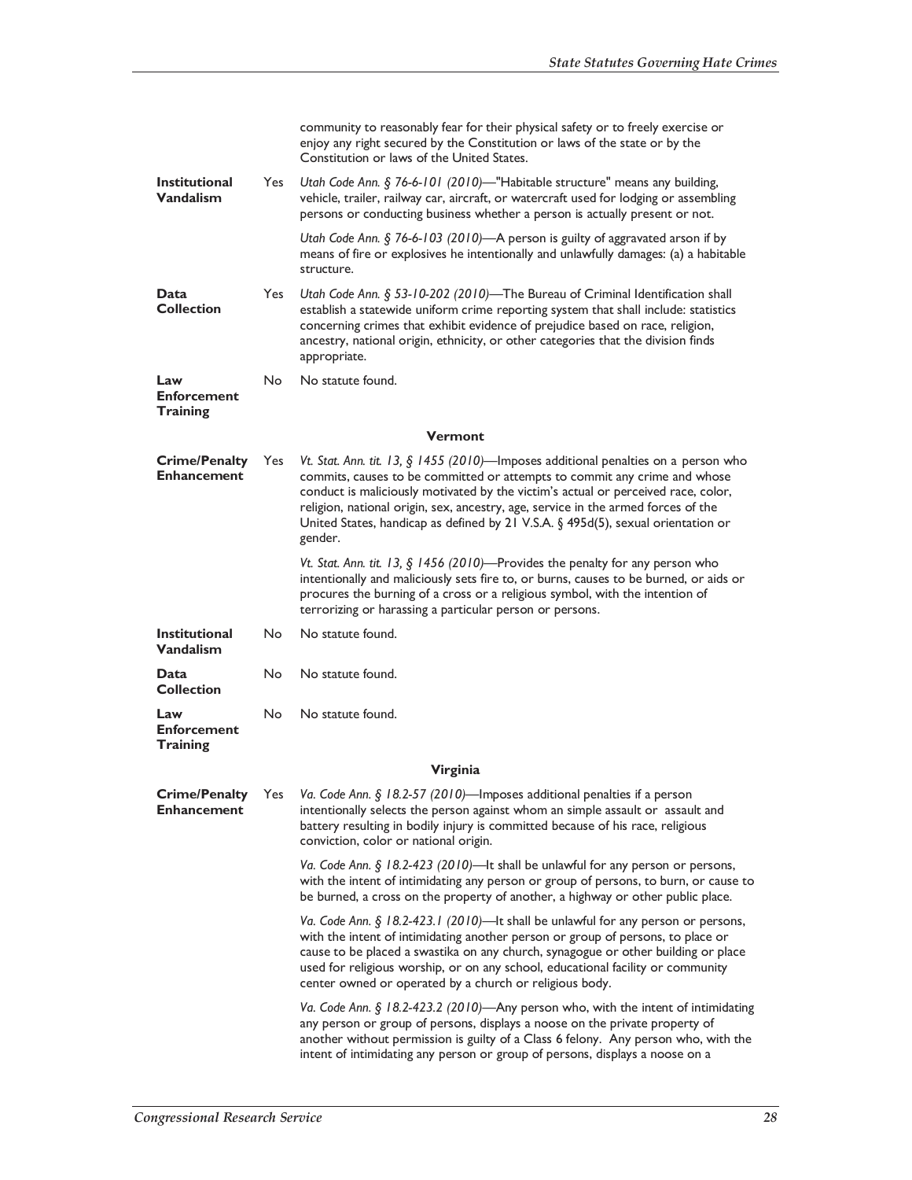| | | |
|---|---|---|
| | | community to reasonably fear for their physical safety or to freely exercise or enjoy any right secured by the Constitution or laws of the state or by the Constitution or laws of the United States. |
| **Institutional Vandalism** | Yes | *Utah Code Ann. § 76-6-101 (2010)*—"Habitable structure" means any building, vehicle, trailer, railway car, aircraft, or watercraft used for lodging or assembling persons or conducting business whether a person is actually present or not. |
| | | *Utah Code Ann. § 76-6-103 (2010)*—A person is guilty of aggravated arson if by means of fire or explosives he intentionally and unlawfully damages: (a) a habitable structure. |
| **Data Collection** | Yes | *Utah Code Ann. § 53-10-202 (2010)*—The Bureau of Criminal Identification shall establish a statewide uniform crime reporting system that shall include: statistics concerning crimes that exhibit evidence of prejudice based on race, religion, ancestry, national origin, ethnicity, or other categories that the division finds appropriate. |
| **Law Enforcement Training** | No | No statute found. |
| | | **Vermont** |
| **Crime/Penalty Enhancement** | Yes | *Vt. Stat. Ann. tit. 13, § 1455 (2010)*—Imposes additional penalties on a person who commits, causes to be committed or attempts to commit any crime and whose conduct is maliciously motivated by the victim's actual or perceived race, color, religion, national origin, sex, ancestry, age, service in the armed forces of the United States, handicap as defined by 21 V.S.A. § 495d(5), sexual orientation or gender. |
| | | *Vt. Stat. Ann. tit. 13, § 1456 (2010)*—Provides the penalty for any person who intentionally and maliciously sets fire to, or burns, causes to be burned, or aids or procures the burning of a cross or a religious symbol, with the intention of terrorizing or harassing a particular person or persons. |
| **Institutional Vandalism** | No | No statute found. |
| **Data Collection** | No | No statute found. |
| **Law Enforcement Training** | No | No statute found. |
| | | **Virginia** |
| **Crime/Penalty Enhancement** | Yes | *Va. Code Ann. § 18.2-57 (2010)*—Imposes additional penalties if a person intentionally selects the person against whom an simple assault or assault and battery resulting in bodily injury is committed because of his race, religious conviction, color or national origin. |
| | | *Va. Code Ann. § 18.2-423 (2010)*—It shall be unlawful for any person or persons, with the intent of intimidating any person or group of persons, to burn, or cause to be burned, a cross on the property of another, a highway or other public place. |
| | | *Va. Code Ann. § 18.2-423.1 (2010)*—It shall be unlawful for any person or persons, with the intent of intimidating another person or group of persons, to place or cause to be placed a swastika on any church, synagogue or other building or place used for religious worship, or on any school, educational facility or community center owned or operated by a church or religious body. |
| | | *Va. Code Ann. § 18.2-423.2 (2010)*—Any person who, with the intent of intimidating any person or group of persons, displays a noose on the private property of another without permission is guilty of a Class 6 felony. Any person who, with the intent of intimidating any person or group of persons, displays a noose on a |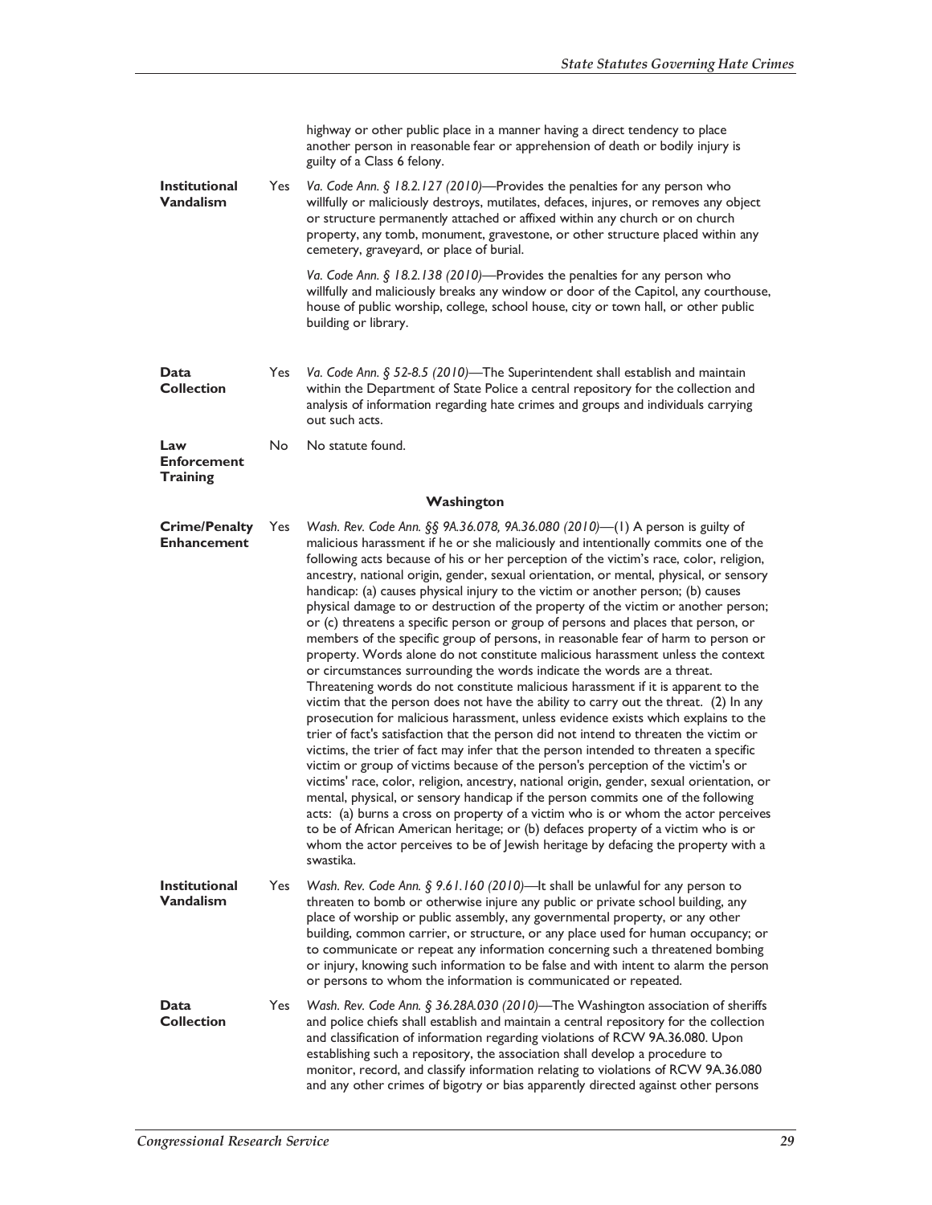| | | |
|---|---|---|
| | | highway or other public place in a manner having a direct tendency to place another person in reasonable fear or apprehension of death or bodily injury is guilty of a Class 6 felony. |
| **Institutional Vandalism** | Yes | *Va. Code Ann. § 18.2.127 (2010)*—Provides the penalties for any person who willfully or maliciously destroys, mutilates, defaces, injures, or removes any object or structure permanently attached or affixed within any church or on church property, any tomb, monument, gravestone, or other structure placed within any cemetery, graveyard, or place of burial.<br><br>*Va. Code Ann. § 18.2.138 (2010)*—Provides the penalties for any person who willfully and maliciously breaks any window or door of the Capitol, any courthouse, house of public worship, college, school house, city or town hall, or other public building or library. |
| **Data Collection** | Yes | *Va. Code Ann. § 52-8.5 (2010)*—The Superintendent shall establish and maintain within the Department of State Police a central repository for the collection and analysis of information regarding hate crimes and groups and individuals carrying out such acts. |
| **Law Enforcement Training** | No | No statute found. |

**Washington**

| | | |
|---|---|---|
| **Crime/Penalty Enhancement** | Yes | *Wash. Rev. Code Ann. §§ 9A.36.078, 9A.36.080 (2010)*—(1) A person is guilty of malicious harassment if he or she maliciously and intentionally commits one of the following acts because of his or her perception of the victim's race, color, religion, ancestry, national origin, gender, sexual orientation, or mental, physical, or sensory handicap: (a) causes physical injury to the victim or another person; (b) causes physical damage to or destruction of the property of the victim or another person; or (c) threatens a specific person or group of persons and places that person, or members of the specific group of persons, in reasonable fear of harm to person or property. Words alone do not constitute malicious harassment unless the context or circumstances surrounding the words indicate the words are a threat. Threatening words do not constitute malicious harassment if it is apparent to the victim that the person does not have the ability to carry out the threat. (2) In any prosecution for malicious harassment, unless evidence exists which explains to the trier of fact's satisfaction that the person did not intend to threaten the victim or victims, the trier of fact may infer that the person intended to threaten a specific victim or group of victims because of the person's perception of the victim's or victims' race, color, religion, ancestry, national origin, gender, sexual orientation, or mental, physical, or sensory handicap if the person commits one of the following acts: (a) burns a cross on property of a victim who is or whom the actor perceives to be of African American heritage; or (b) defaces property of a victim who is or whom the actor perceives to be of Jewish heritage by defacing the property with a swastika. |
| **Institutional Vandalism** | Yes | *Wash. Rev. Code Ann. § 9.61.160 (2010)*—It shall be unlawful for any person to threaten to bomb or otherwise injure any public or private school building, any place of worship or public assembly, any governmental property, or any other building, common carrier, or structure, or any place used for human occupancy; or to communicate or repeat any information concerning such a threatened bombing or injury, knowing such information to be false and with intent to alarm the person or persons to whom the information is communicated or repeated. |
| **Data Collection** | Yes | *Wash. Rev. Code Ann. § 36.28A.030 (2010)*—The Washington association of sheriffs and police chiefs shall establish and maintain a central repository for the collection and classification of information regarding violations of RCW 9A.36.080. Upon establishing such a repository, the association shall develop a procedure to monitor, record, and classify information relating to violations of RCW 9A.36.080 and any other crimes of bigotry or bias apparently directed against other persons |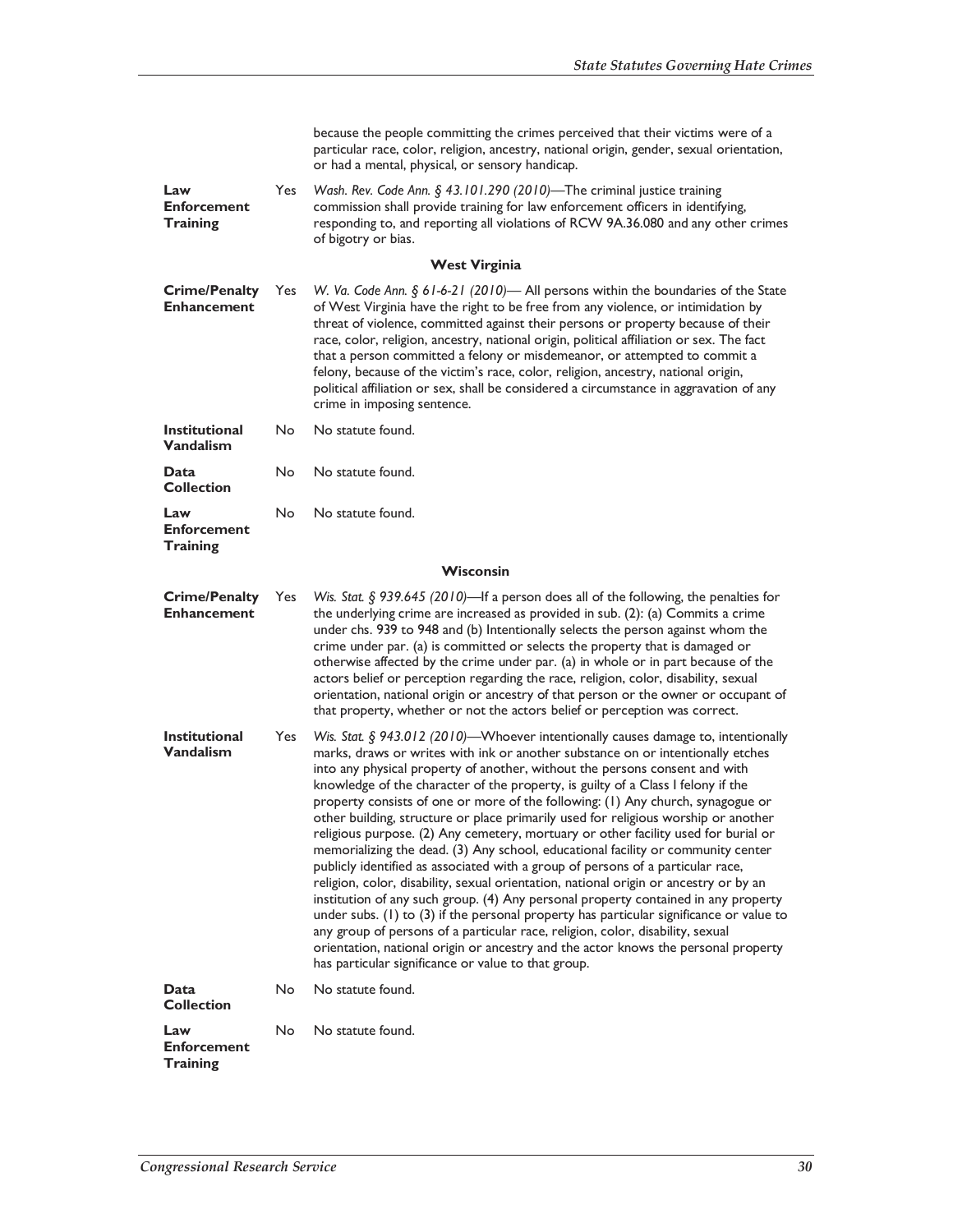| | | |
|---|---|---|
| | | because the people committing the crimes perceived that their victims were of a particular race, color, religion, ancestry, national origin, gender, sexual orientation, or had a mental, physical, or sensory handicap. |
| **Law Enforcement Training** | Yes | *Wash. Rev. Code Ann. § 43.101.290 (2010)*—The criminal justice training commission shall provide training for law enforcement officers in identifying, responding to, and reporting all violations of RCW 9A.36.080 and any other crimes of bigotry or bias. |

**West Virginia**

| | | |
|---|---|---|
| **Crime/Penalty Enhancement** | Yes | *W. Va. Code Ann. § 61-6-21 (2010)*— All persons within the boundaries of the State of West Virginia have the right to be free from any violence, or intimidation by threat of violence, committed against their persons or property because of their race, color, religion, ancestry, national origin, political affiliation or sex. The fact that a person committed a felony or misdemeanor, or attempted to commit a felony, because of the victim's race, color, religion, ancestry, national origin, political affiliation or sex, shall be considered a circumstance in aggravation of any crime in imposing sentence. |
| **Institutional Vandalism** | No | No statute found. |
| **Data Collection** | No | No statute found. |
| **Law Enforcement Training** | No | No statute found. |

**Wisconsin**

| | | |
|---|---|---|
| **Crime/Penalty Enhancement** | Yes | *Wis. Stat. § 939.645 (2010)*—If a person does all of the following, the penalties for the underlying crime are increased as provided in sub. (2): (a) Commits a crime under chs. 939 to 948 and (b) Intentionally selects the person against whom the crime under par. (a) is committed or selects the property that is damaged or otherwise affected by the crime under par. (a) in whole or in part because of the actors belief or perception regarding the race, religion, color, disability, sexual orientation, national origin or ancestry of that person or the owner or occupant of that property, whether or not the actors belief or perception was correct. |
| **Institutional Vandalism** | Yes | *Wis. Stat. § 943.012 (2010)*—Whoever intentionally causes damage to, intentionally marks, draws or writes with ink or another substance on or intentionally etches into any physical property of another, without the persons consent and with knowledge of the character of the property, is guilty of a Class I felony if the property consists of one or more of the following: (1) Any church, synagogue or other building, structure or place primarily used for religious worship or another religious purpose. (2) Any cemetery, mortuary or other facility used for burial or memorializing the dead. (3) Any school, educational facility or community center publicly identified as associated with a group of persons of a particular race, religion, color, disability, sexual orientation, national origin or ancestry or by an institution of any such group. (4) Any personal property contained in any property under subs. (1) to (3) if the personal property has particular significance or value to any group of persons of a particular race, religion, color, disability, sexual orientation, national origin or ancestry and the actor knows the personal property has particular significance or value to that group. |
| **Data Collection** | No | No statute found. |
| **Law Enforcement Training** | No | No statute found. |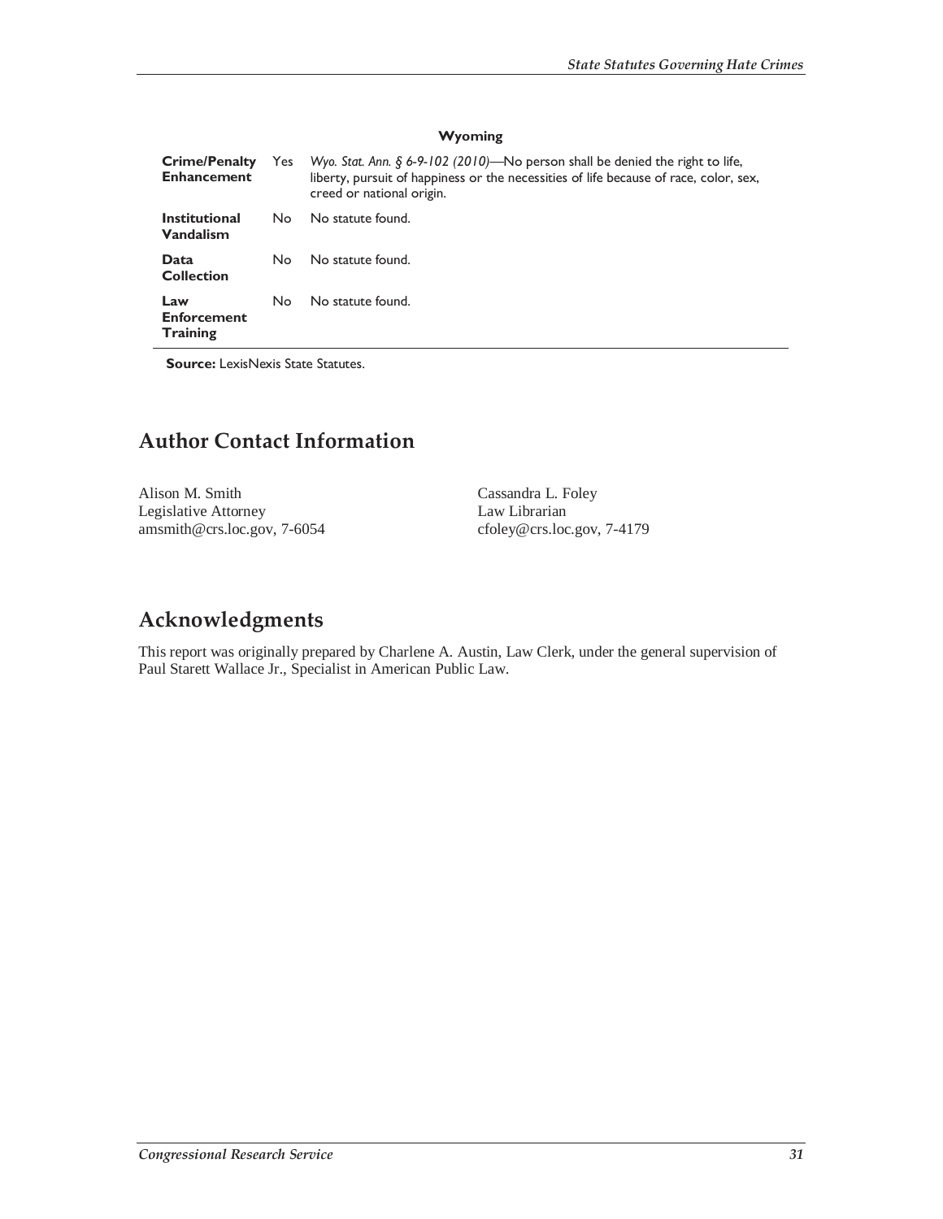**Wyoming**

| | | |
|---|---|---|
| **Crime/Penalty Enhancement** | Yes | *Wyo. Stat. Ann. § 6-9-102 (2010)*—No person shall be denied the right to life, liberty, pursuit of happiness or the necessities of life because of race, color, sex, creed or national origin. |
| **Institutional Vandalism** | No | No statute found. |
| **Data Collection** | No | No statute found. |
| **Law Enforcement Training** | No | No statute found. |

**Source:** LexisNexis State Statutes.

## Author Contact Information

Alison M. Smith
Legislative Attorney
amsmith@crs.loc.gov, 7-6054

Cassandra L. Foley
Law Librarian
cfoley@crs.loc.gov, 7-4179

## Acknowledgments

This report was originally prepared by Charlene A. Austin, Law Clerk, under the general supervision of Paul Starett Wallace Jr., Specialist in American Public Law.